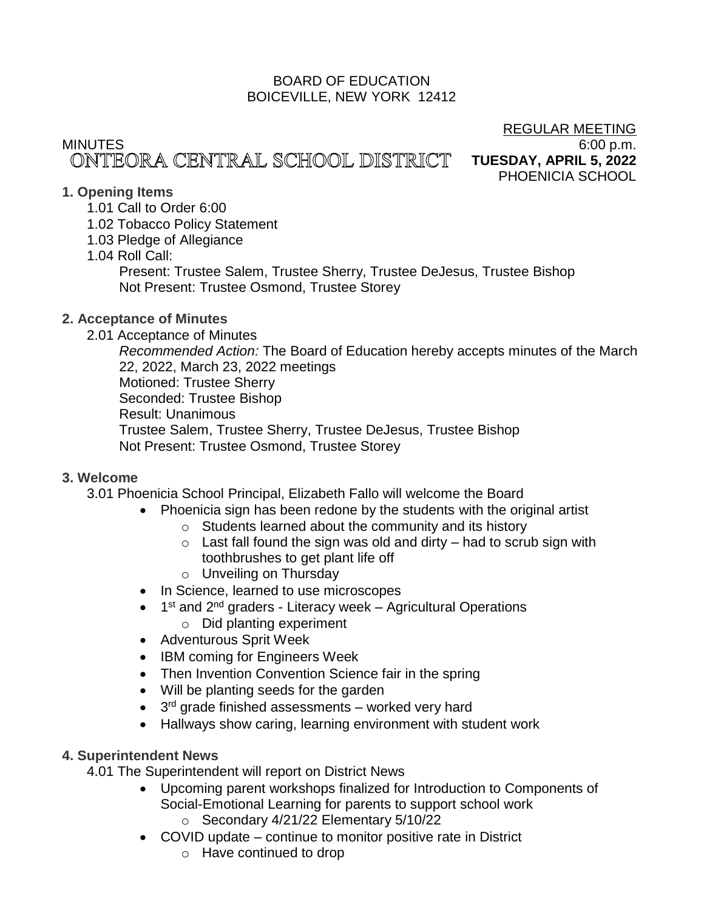BOARD OF EDUCATION
BOICEVILLE, NEW YORK 12412

MINUTES

# ONTEORA CENTRAL SCHOOL DISTRICT

REGULAR MEETING
6:00 p.m.
**TUESDAY, APRIL 5, 2022**
PHOENICIA SCHOOL

## 1. Opening Items

1.01 Call to Order 6:00

1.02 Tobacco Policy Statement

1.03 Pledge of Allegiance

1.04 Roll Call:

Present: Trustee Salem, Trustee Sherry, Trustee DeJesus, Trustee Bishop
Not Present: Trustee Osmond, Trustee Storey

## 2. Acceptance of Minutes

2.01 Acceptance of Minutes

*Recommended Action:* The Board of Education hereby accepts minutes of the March 22, 2022, March 23, 2022 meetings
Motioned: Trustee Sherry
Seconded: Trustee Bishop
Result: Unanimous
Trustee Salem, Trustee Sherry, Trustee DeJesus, Trustee Bishop
Not Present: Trustee Osmond, Trustee Storey

## 3. Welcome

3.01 Phoenicia School Principal, Elizabeth Fallo will welcome the Board

- Phoenicia sign has been redone by the students with the original artist
  - Students learned about the community and its history
  - Last fall found the sign was old and dirty – had to scrub sign with toothbrushes to get plant life off
  - Unveiling on Thursday
- In Science, learned to use microscopes
- 1st and 2nd graders - Literacy week – Agricultural Operations
  - Did planting experiment
- Adventurous Sprit Week
- IBM coming for Engineers Week
- Then Invention Convention Science fair in the spring
- Will be planting seeds for the garden
- 3rd grade finished assessments – worked very hard
- Hallways show caring, learning environment with student work

## 4. Superintendent News

4.01 The Superintendent will report on District News

- Upcoming parent workshops finalized for Introduction to Components of Social-Emotional Learning for parents to support school work
  - Secondary 4/21/22 Elementary 5/10/22
- COVID update – continue to monitor positive rate in District
  - Have continued to drop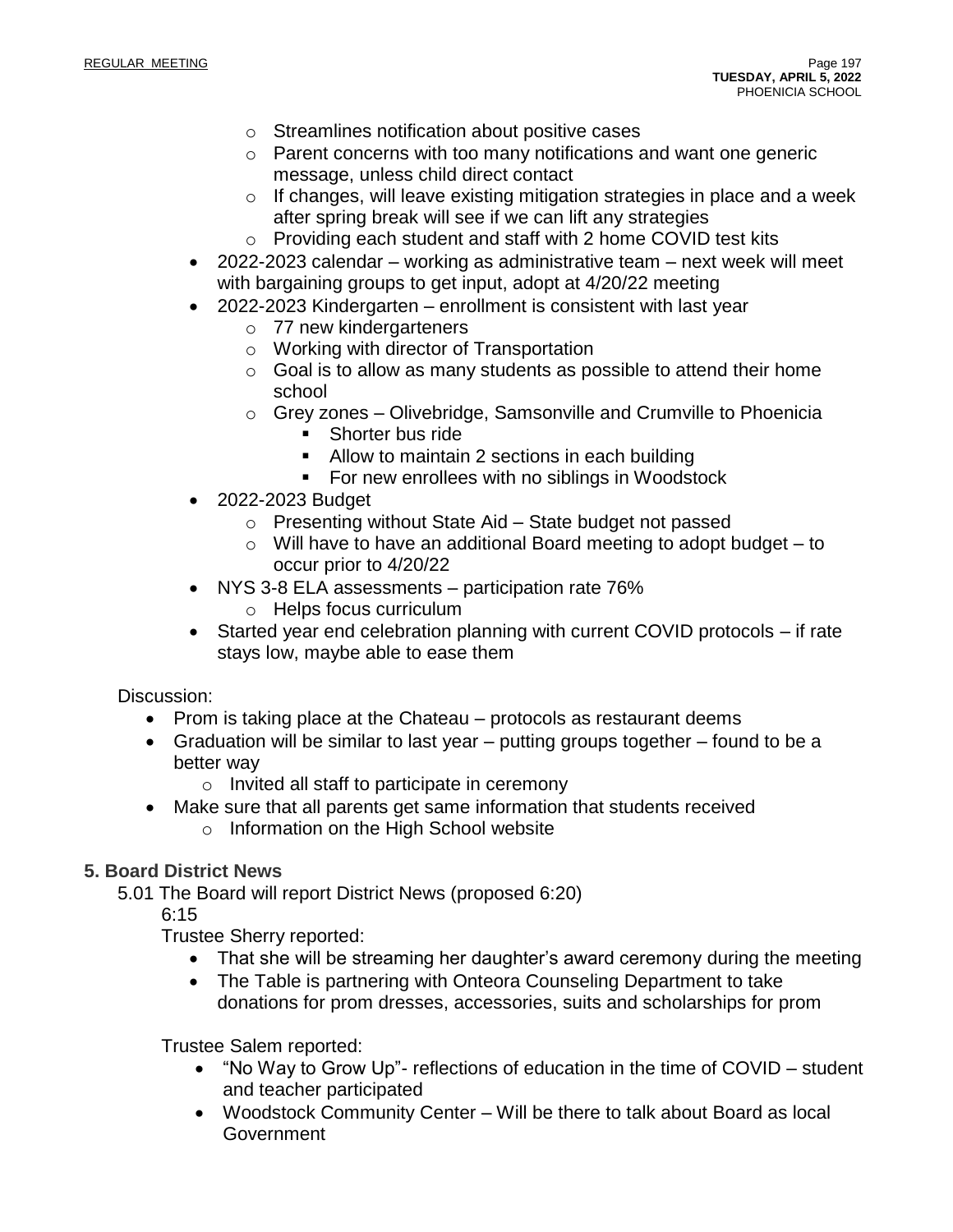- Streamlines notification about positive cases
    - Parent concerns with too many notifications and want one generic message, unless child direct contact
    - If changes, will leave existing mitigation strategies in place and a week after spring break will see if we can lift any strategies
    - Providing each student and staff with 2 home COVID test kits
- 2022-2023 calendar – working as administrative team – next week will meet with bargaining groups to get input, adopt at 4/20/22 meeting
- 2022-2023 Kindergarten – enrollment is consistent with last year
    - 77 new kindergarteners
    - Working with director of Transportation
    - Goal is to allow as many students as possible to attend their home school
    - Grey zones – Olivebridge, Samsonville and Crumville to Phoenicia
        - Shorter bus ride
        - Allow to maintain 2 sections in each building
        - For new enrollees with no siblings in Woodstock
- 2022-2023 Budget
    - Presenting without State Aid – State budget not passed
    - Will have to have an additional Board meeting to adopt budget – to occur prior to 4/20/22
- NYS 3-8 ELA assessments – participation rate 76%
    - Helps focus curriculum
- Started year end celebration planning with current COVID protocols – if rate stays low, maybe able to ease them

Discussion:

- Prom is taking place at the Chateau – protocols as restaurant deems
- Graduation will be similar to last year – putting groups together – found to be a better way
    - Invited all staff to participate in ceremony
- Make sure that all parents get same information that students received
    - Information on the High School website

## 5. Board District News

5.01 The Board will report District News (proposed 6:20)

6:15

Trustee Sherry reported:

- That she will be streaming her daughter's award ceremony during the meeting
- The Table is partnering with Onteora Counseling Department to take donations for prom dresses, accessories, suits and scholarships for prom

Trustee Salem reported:

- "No Way to Grow Up"- reflections of education in the time of COVID – student and teacher participated
- Woodstock Community Center – Will be there to talk about Board as local Government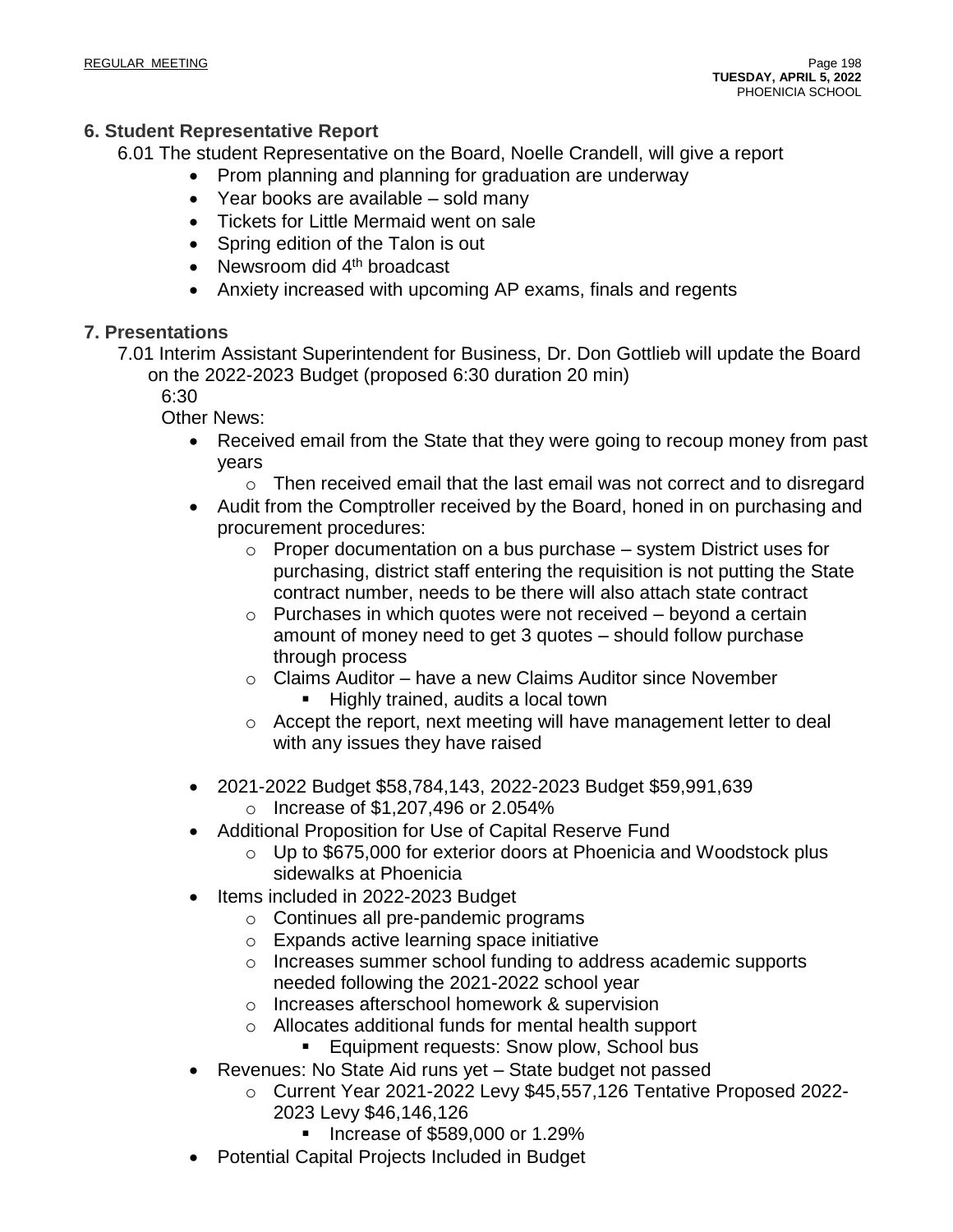## 6. Student Representative Report

6.01 The student Representative on the Board, Noelle Crandell, will give a report

- Prom planning and planning for graduation are underway
- Year books are available – sold many
- Tickets for Little Mermaid went on sale
- Spring edition of the Talon is out
- Newsroom did 4th broadcast
- Anxiety increased with upcoming AP exams, finals and regents

## 7. Presentations

7.01 Interim Assistant Superintendent for Business, Dr. Don Gottlieb will update the Board on the 2022-2023 Budget (proposed 6:30 duration 20 min)

6:30

Other News:

- Received email from the State that they were going to recoup money from past years
  - Then received email that the last email was not correct and to disregard
- Audit from the Comptroller received by the Board, honed in on purchasing and procurement procedures:
  - Proper documentation on a bus purchase – system District uses for purchasing, district staff entering the requisition is not putting the State contract number, needs to be there will also attach state contract
  - Purchases in which quotes were not received – beyond a certain amount of money need to get 3 quotes – should follow purchase through process
  - Claims Auditor – have a new Claims Auditor since November
    - Highly trained, audits a local town
  - Accept the report, next meeting will have management letter to deal with any issues they have raised

- 2021-2022 Budget $58,784,143, 2022-2023 Budget $59,991,639
  - Increase of $1,207,496 or 2.054%
- Additional Proposition for Use of Capital Reserve Fund
  - Up to $675,000 for exterior doors at Phoenicia and Woodstock plus sidewalks at Phoenicia
- Items included in 2022-2023 Budget
  - Continues all pre-pandemic programs
  - Expands active learning space initiative
  - Increases summer school funding to address academic supports needed following the 2021-2022 school year
  - Increases afterschool homework & supervision
  - Allocates additional funds for mental health support
    - Equipment requests: Snow plow, School bus
- Revenues: No State Aid runs yet – State budget not passed
  - Current Year 2021-2022 Levy $45,557,126 Tentative Proposed 2022-2023 Levy $46,146,126
    - Increase of $589,000 or 1.29%
- Potential Capital Projects Included in Budget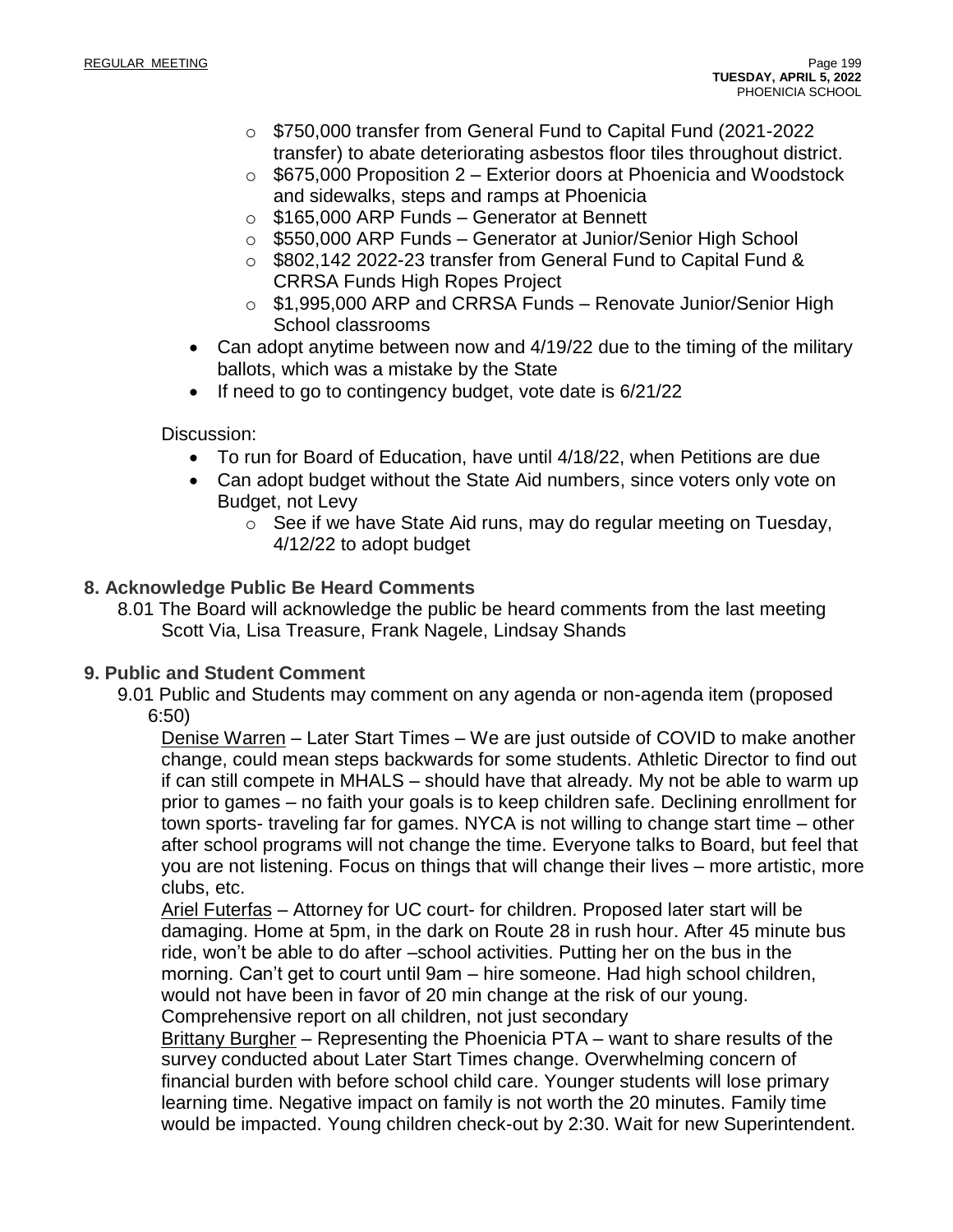- $750,000 transfer from General Fund to Capital Fund (2021-2022 transfer) to abate deteriorating asbestos floor tiles throughout district.
    - $675,000 Proposition 2 – Exterior doors at Phoenicia and Woodstock and sidewalks, steps and ramps at Phoenicia
    - $165,000 ARP Funds – Generator at Bennett
    - $550,000 ARP Funds – Generator at Junior/Senior High School
    - $802,142 2022-23 transfer from General Fund to Capital Fund & CRRSA Funds High Ropes Project
    - $1,995,000 ARP and CRRSA Funds – Renovate Junior/Senior High School classrooms
- Can adopt anytime between now and 4/19/22 due to the timing of the military ballots, which was a mistake by the State
- If need to go to contingency budget, vote date is 6/21/22

Discussion:

- To run for Board of Education, have until 4/18/22, when Petitions are due
- Can adopt budget without the State Aid numbers, since voters only vote on Budget, not Levy
    - See if we have State Aid runs, may do regular meeting on Tuesday, 4/12/22 to adopt budget

## 8. Acknowledge Public Be Heard Comments

8.01 The Board will acknowledge the public be heard comments from the last meeting Scott Via, Lisa Treasure, Frank Nagele, Lindsay Shands

## 9. Public and Student Comment

9.01 Public and Students may comment on any agenda or non-agenda item (proposed 6:50)

Denise Warren – Later Start Times – We are just outside of COVID to make another change, could mean steps backwards for some students. Athletic Director to find out if can still compete in MHALS – should have that already. My not be able to warm up prior to games – no faith your goals is to keep children safe. Declining enrollment for town sports- traveling far for games. NYCA is not willing to change start time – other after school programs will not change the time. Everyone talks to Board, but feel that you are not listening. Focus on things that will change their lives – more artistic, more clubs, etc.

Ariel Futerfas – Attorney for UC court- for children. Proposed later start will be damaging. Home at 5pm, in the dark on Route 28 in rush hour. After 45 minute bus ride, won't be able to do after –school activities. Putting her on the bus in the morning. Can't get to court until 9am – hire someone. Had high school children, would not have been in favor of 20 min change at the risk of our young. Comprehensive report on all children, not just secondary

Brittany Burgher – Representing the Phoenicia PTA – want to share results of the survey conducted about Later Start Times change. Overwhelming concern of financial burden with before school child care. Younger students will lose primary learning time. Negative impact on family is not worth the 20 minutes. Family time would be impacted. Young children check-out by 2:30. Wait for new Superintendent.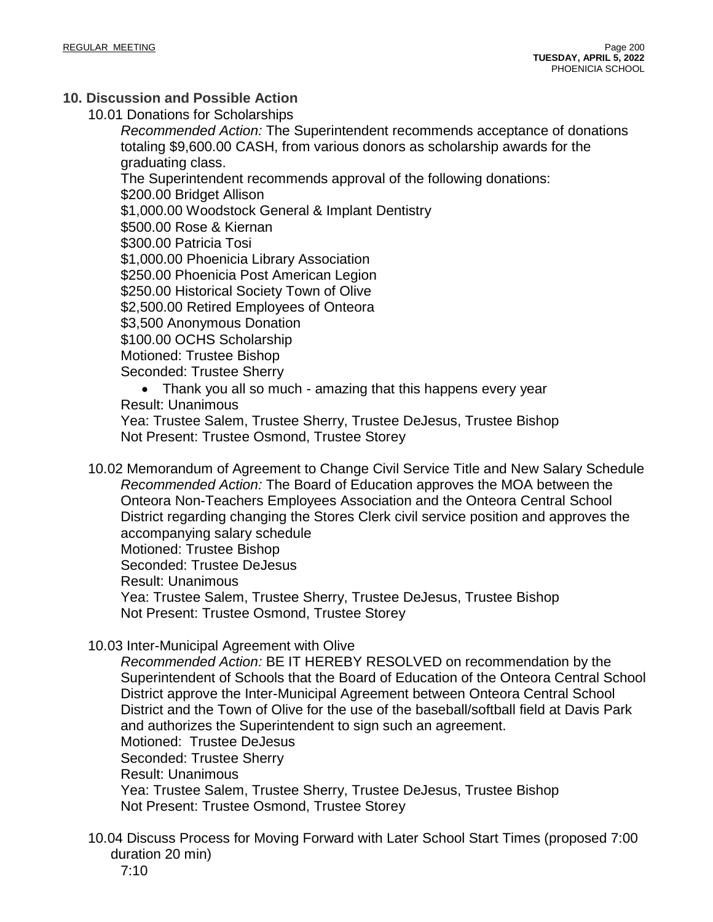## 10. Discussion and Possible Action

10.01 Donations for Scholarships

*Recommended Action:* The Superintendent recommends acceptance of donations totaling $9,600.00 CASH, from various donors as scholarship awards for the graduating class.

The Superintendent recommends approval of the following donations:
$200.00 Bridget Allison
$1,000.00 Woodstock General & Implant Dentistry
$500.00 Rose & Kiernan
$300.00 Patricia Tosi
$1,000.00 Phoenicia Library Association
$250.00 Phoenicia Post American Legion
$250.00 Historical Society Town of Olive
$2,500.00 Retired Employees of Onteora
$3,500 Anonymous Donation
$100.00 OCHS Scholarship
Motioned: Trustee Bishop
Seconded: Trustee Sherry

- Thank you all so much - amazing that this happens every year

Result: Unanimous
Yea: Trustee Salem, Trustee Sherry, Trustee DeJesus, Trustee Bishop
Not Present: Trustee Osmond, Trustee Storey

10.02 Memorandum of Agreement to Change Civil Service Title and New Salary Schedule

*Recommended Action:* The Board of Education approves the MOA between the Onteora Non-Teachers Employees Association and the Onteora Central School District regarding changing the Stores Clerk civil service position and approves the accompanying salary schedule
Motioned: Trustee Bishop
Seconded: Trustee DeJesus
Result: Unanimous
Yea: Trustee Salem, Trustee Sherry, Trustee DeJesus, Trustee Bishop
Not Present: Trustee Osmond, Trustee Storey

10.03 Inter-Municipal Agreement with Olive

*Recommended Action:* BE IT HEREBY RESOLVED on recommendation by the Superintendent of Schools that the Board of Education of the Onteora Central School District approve the Inter-Municipal Agreement between Onteora Central School District and the Town of Olive for the use of the baseball/softball field at Davis Park and authorizes the Superintendent to sign such an agreement.
Motioned: Trustee DeJesus
Seconded: Trustee Sherry
Result: Unanimous
Yea: Trustee Salem, Trustee Sherry, Trustee DeJesus, Trustee Bishop
Not Present: Trustee Osmond, Trustee Storey

10.04 Discuss Process for Moving Forward with Later School Start Times (proposed 7:00 duration 20 min)

7:10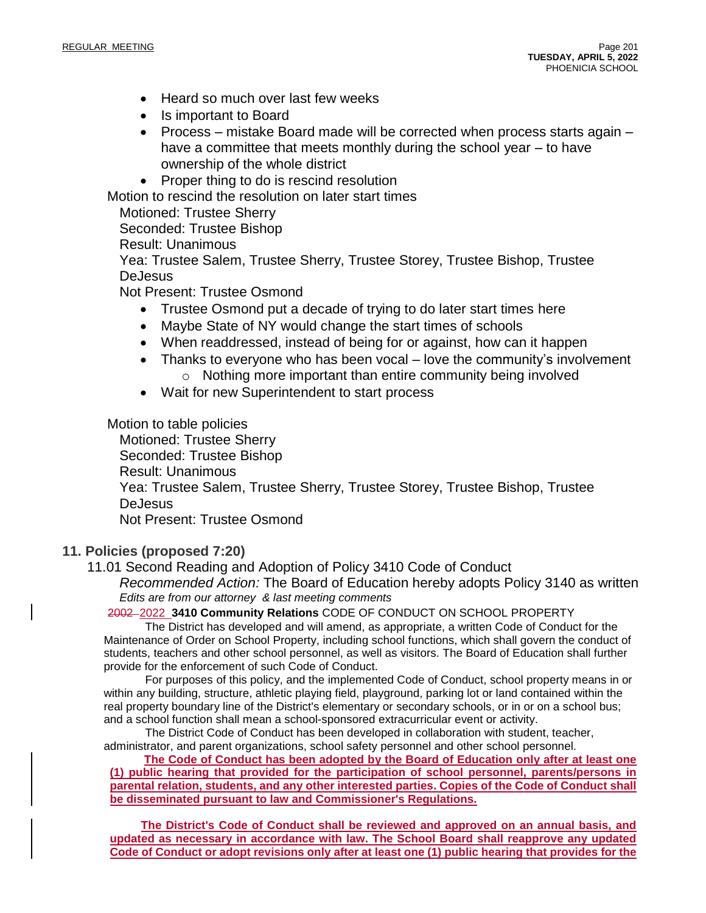- Heard so much over last few weeks
- Is important to Board
- Process – mistake Board made will be corrected when process starts again – have a committee that meets monthly during the school year – to have ownership of the whole district
- Proper thing to do is rescind resolution

Motion to rescind the resolution on later start times

Motioned: Trustee Sherry
Seconded: Trustee Bishop
Result: Unanimous
Yea: Trustee Salem, Trustee Sherry, Trustee Storey, Trustee Bishop, Trustee DeJesus
Not Present: Trustee Osmond

- Trustee Osmond put a decade of trying to do later start times here
- Maybe State of NY would change the start times of schools
- When readdressed, instead of being for or against, how can it happen
- Thanks to everyone who has been vocal – love the community's involvement
    - Nothing more important than entire community being involved
- Wait for new Superintendent to start process

Motion to table policies

Motioned: Trustee Sherry
Seconded: Trustee Bishop
Result: Unanimous
Yea: Trustee Salem, Trustee Sherry, Trustee Storey, Trustee Bishop, Trustee DeJesus
Not Present: Trustee Osmond

## 11. Policies (proposed 7:20)

11.01 Second Reading and Adoption of Policy 3410 Code of Conduct

*Recommended Action:* The Board of Education hereby adopts Policy 3140 as written

*Edits are from our attorney & last meeting comments*

~~2002~~ 2022 **3410 Community Relations** CODE OF CONDUCT ON SCHOOL PROPERTY

The District has developed and will amend, as appropriate, a written Code of Conduct for the Maintenance of Order on School Property, including school functions, which shall govern the conduct of students, teachers and other school personnel, as well as visitors. The Board of Education shall further provide for the enforcement of such Code of Conduct.

For purposes of this policy, and the implemented Code of Conduct, school property means in or within any building, structure, athletic playing field, playground, parking lot or land contained within the real property boundary line of the District's elementary or secondary schools, or in or on a school bus; and a school function shall mean a school-sponsored extracurricular event or activity.

The District Code of Conduct has been developed in collaboration with student, teacher, administrator, and parent organizations, school safety personnel and other school personnel.

**The Code of Conduct has been adopted by the Board of Education only after at least one (1) public hearing that provided for the participation of school personnel, parents/persons in parental relation, students, and any other interested parties. Copies of the Code of Conduct shall be disseminated pursuant to law and Commissioner's Regulations.**

**The District's Code of Conduct shall be reviewed and approved on an annual basis, and updated as necessary in accordance with law. The School Board shall reapprove any updated Code of Conduct or adopt revisions only after at least one (1) public hearing that provides for the**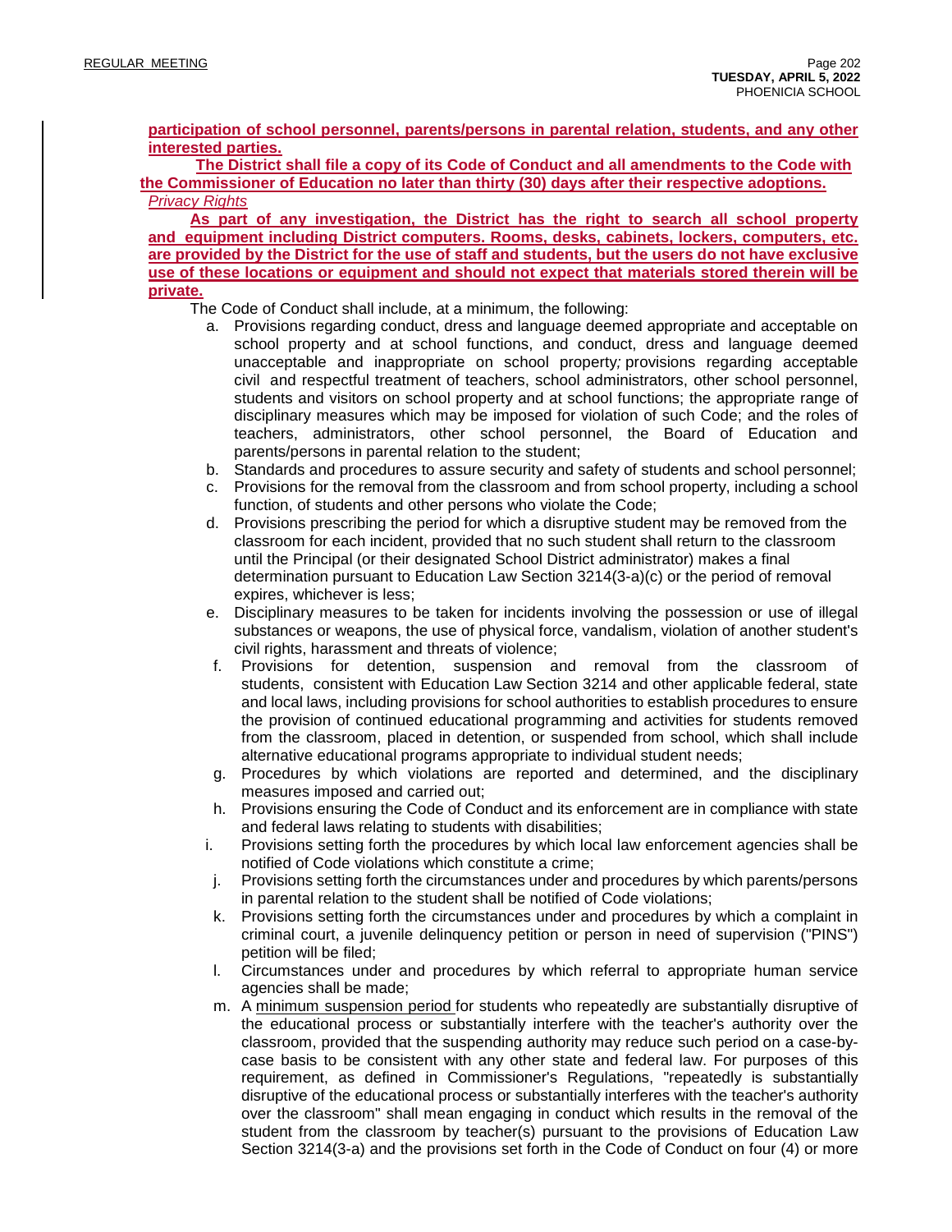**participation of school personnel, parents/persons in parental relation, students, and any other interested parties.**

**The District shall file a copy of its Code of Conduct and all amendments to the Code with the Commissioner of Education no later than thirty (30) days after their respective adoptions.**

*Privacy Rights*

**As part of any investigation, the District has the right to search all school property and equipment including District computers. Rooms, desks, cabinets, lockers, computers, etc. are provided by the District for the use of staff and students, but the users do not have exclusive use of these locations or equipment and should not expect that materials stored therein will be private.**

The Code of Conduct shall include, at a minimum, the following:

a. Provisions regarding conduct, dress and language deemed appropriate and acceptable on school property and at school functions, and conduct, dress and language deemed unacceptable and inappropriate on school property; provisions regarding acceptable civil and respectful treatment of teachers, school administrators, other school personnel, students and visitors on school property and at school functions; the appropriate range of disciplinary measures which may be imposed for violation of such Code; and the roles of teachers, administrators, other school personnel, the Board of Education and parents/persons in parental relation to the student;

b. Standards and procedures to assure security and safety of students and school personnel;

c. Provisions for the removal from the classroom and from school property, including a school function, of students and other persons who violate the Code;

d. Provisions prescribing the period for which a disruptive student may be removed from the classroom for each incident, provided that no such student shall return to the classroom until the Principal (or their designated School District administrator) makes a final determination pursuant to Education Law Section 3214(3-a)(c) or the period of removal expires, whichever is less;

e. Disciplinary measures to be taken for incidents involving the possession or use of illegal substances or weapons, the use of physical force, vandalism, violation of another student's civil rights, harassment and threats of violence;

f. Provisions for detention, suspension and removal from the classroom of students, consistent with Education Law Section 3214 and other applicable federal, state and local laws, including provisions for school authorities to establish procedures to ensure the provision of continued educational programming and activities for students removed from the classroom, placed in detention, or suspended from school, which shall include alternative educational programs appropriate to individual student needs;

g. Procedures by which violations are reported and determined, and the disciplinary measures imposed and carried out;

h. Provisions ensuring the Code of Conduct and its enforcement are in compliance with state and federal laws relating to students with disabilities;

i. Provisions setting forth the procedures by which local law enforcement agencies shall be notified of Code violations which constitute a crime;

j. Provisions setting forth the circumstances under and procedures by which parents/persons in parental relation to the student shall be notified of Code violations;

k. Provisions setting forth the circumstances under and procedures by which a complaint in criminal court, a juvenile delinquency petition or person in need of supervision ("PINS") petition will be filed;

l. Circumstances under and procedures by which referral to appropriate human service agencies shall be made;

m. A minimum suspension period for students who repeatedly are substantially disruptive of the educational process or substantially interfere with the teacher's authority over the classroom, provided that the suspending authority may reduce such period on a case-by-case basis to be consistent with any other state and federal law. For purposes of this requirement, as defined in Commissioner's Regulations, "repeatedly is substantially disruptive of the educational process or substantially interferes with the teacher's authority over the classroom" shall mean engaging in conduct which results in the removal of the student from the classroom by teacher(s) pursuant to the provisions of Education Law Section 3214(3-a) and the provisions set forth in the Code of Conduct on four (4) or more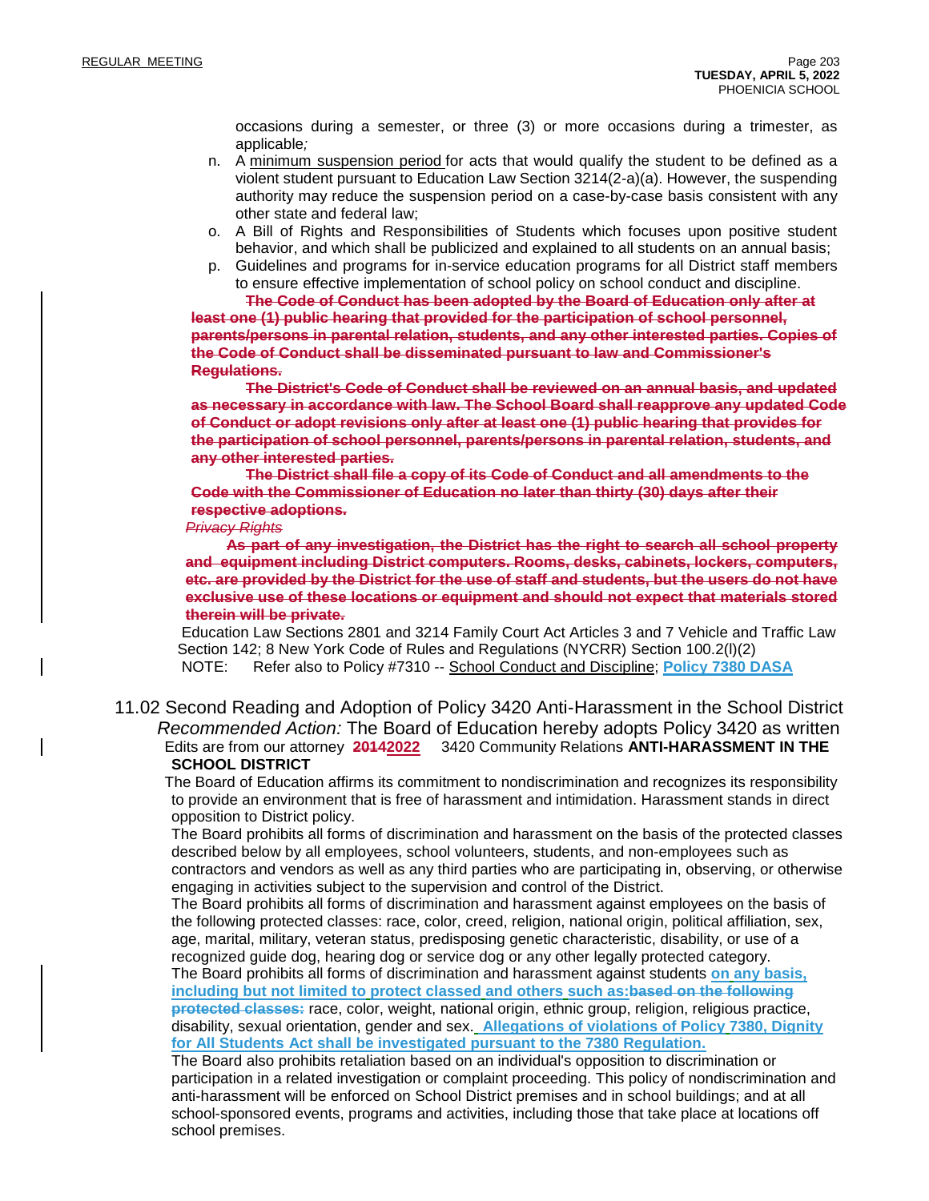occasions during a semester, or three (3) or more occasions during a trimester, as applicable*;*

n. A minimum suspension period for acts that would qualify the student to be defined as a violent student pursuant to Education Law Section 3214(2-a)(a). However, the suspending authority may reduce the suspension period on a case-by-case basis consistent with any other state and federal law;

o. A Bill of Rights and Responsibilities of Students which focuses upon positive student behavior, and which shall be publicized and explained to all students on an annual basis;

p. Guidelines and programs for in-service education programs for all District staff members to ensure effective implementation of school policy on school conduct and discipline.

~~**The Code of Conduct has been adopted by the Board of Education only after at least one (1) public hearing that provided for the participation of school personnel, parents/persons in parental relation, students, and any other interested parties. Copies of the Code of Conduct shall be disseminated pursuant to law and Commissioner's Regulations.**~~

~~**The District's Code of Conduct shall be reviewed on an annual basis, and updated as necessary in accordance with law. The School Board shall reapprove any updated Code of Conduct or adopt revisions only after at least one (1) public hearing that provides for the participation of school personnel, parents/persons in parental relation, students, and any other interested parties.**~~

~~**The District shall file a copy of its Code of Conduct and all amendments to the Code with the Commissioner of Education no later than thirty (30) days after their respective adoptions.**~~

~~*Privacy Rights*~~

~~**As part of any investigation, the District has the right to search all school property and equipment including District computers. Rooms, desks, cabinets, lockers, computers, etc. are provided by the District for the use of staff and students, but the users do not have exclusive use of these locations or equipment and should not expect that materials stored therein will be private.**~~

Education Law Sections 2801 and 3214 Family Court Act Articles 3 and 7 Vehicle and Traffic Law Section 142; 8 New York Code of Rules and Regulations (NYCRR) Section 100.2(l)(2)

NOTE: Refer also to Policy #7310 -- School Conduct and Discipline; **Policy 7380 DASA**

## 11.02 Second Reading and Adoption of Policy 3420 Anti-Harassment in the School District

*Recommended Action:* The Board of Education hereby adopts Policy 3420 as written

Edits are from our attorney ~~**2014**~~**2022** 3420 Community Relations **ANTI-HARASSMENT IN THE SCHOOL DISTRICT**

The Board of Education affirms its commitment to nondiscrimination and recognizes its responsibility to provide an environment that is free of harassment and intimidation. Harassment stands in direct opposition to District policy.

The Board prohibits all forms of discrimination and harassment on the basis of the protected classes described below by all employees, school volunteers, students, and non-employees such as contractors and vendors as well as any third parties who are participating in, observing, or otherwise engaging in activities subject to the supervision and control of the District.

The Board prohibits all forms of discrimination and harassment against employees on the basis of the following protected classes: race, color, creed, religion, national origin, political affiliation, sex, age, marital, military, veteran status, predisposing genetic characteristic, disability, or use of a recognized guide dog, hearing dog or service dog or any other legally protected category.

The Board prohibits all forms of discrimination and harassment against students **on any basis, including but not limited to protect classed and others such as:**~~**based on the following protected classes:**~~ race, color, weight, national origin, ethnic group, religion, religious practice, disability, sexual orientation, gender and sex. **Allegations of violations of Policy 7380, Dignity for All Students Act shall be investigated pursuant to the 7380 Regulation.**

The Board also prohibits retaliation based on an individual's opposition to discrimination or participation in a related investigation or complaint proceeding. This policy of nondiscrimination and anti-harassment will be enforced on School District premises and in school buildings; and at all school-sponsored events, programs and activities, including those that take place at locations off school premises.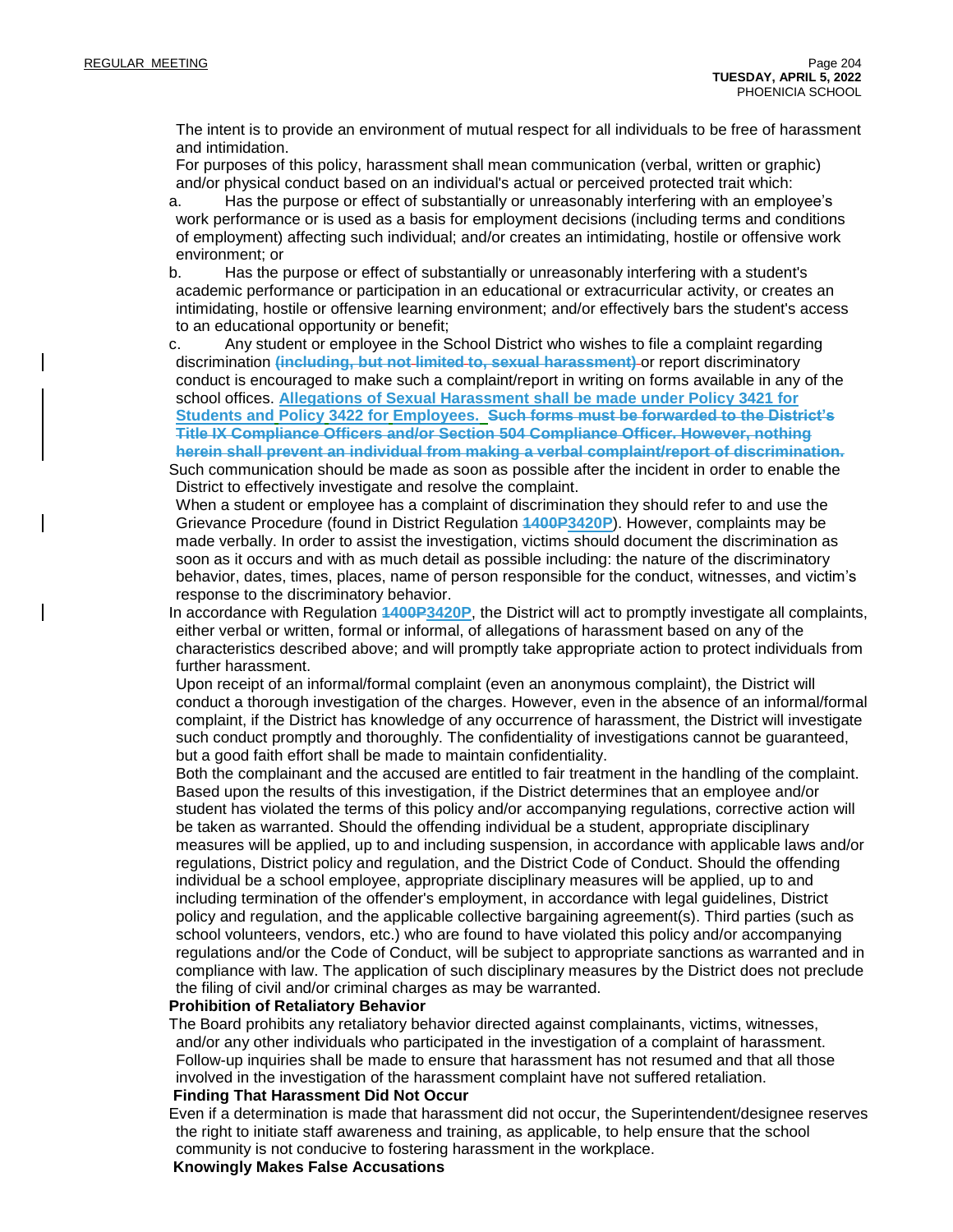The intent is to provide an environment of mutual respect for all individuals to be free of harassment and intimidation.

For purposes of this policy, harassment shall mean communication (verbal, written or graphic) and/or physical conduct based on an individual's actual or perceived protected trait which:

a. Has the purpose or effect of substantially or unreasonably interfering with an employee's work performance or is used as a basis for employment decisions (including terms and conditions of employment) affecting such individual; and/or creates an intimidating, hostile or offensive work environment; or

b. Has the purpose or effect of substantially or unreasonably interfering with a student's academic performance or participation in an educational or extracurricular activity, or creates an intimidating, hostile or offensive learning environment; and/or effectively bars the student's access to an educational opportunity or benefit;

c. Any student or employee in the School District who wishes to file a complaint regarding discrimination ~~(including, but not limited to, sexual harassment)~~ or report discriminatory conduct is encouraged to make such a complaint/report in writing on forms available in any of the school offices. **Allegations of Sexual Harassment shall be made under Policy 3421 for Students and Policy 3422 for Employees.** ~~**Such forms must be forwarded to the District's Title IX Compliance Officers and/or Section 504 Compliance Officer. However, nothing herein shall prevent an individual from making a verbal complaint/report of discrimination.**~~

Such communication should be made as soon as possible after the incident in order to enable the District to effectively investigate and resolve the complaint.

When a student or employee has a complaint of discrimination they should refer to and use the Grievance Procedure (found in District Regulation ~~1400P~~**3420P**). However, complaints may be made verbally. In order to assist the investigation, victims should document the discrimination as soon as it occurs and with as much detail as possible including: the nature of the discriminatory behavior, dates, times, places, name of person responsible for the conduct, witnesses, and victim's response to the discriminatory behavior.

In accordance with Regulation ~~1400P~~**3420P**, the District will act to promptly investigate all complaints, either verbal or written, formal or informal, of allegations of harassment based on any of the characteristics described above; and will promptly take appropriate action to protect individuals from further harassment.

Upon receipt of an informal/formal complaint (even an anonymous complaint), the District will conduct a thorough investigation of the charges. However, even in the absence of an informal/formal complaint, if the District has knowledge of any occurrence of harassment, the District will investigate such conduct promptly and thoroughly. The confidentiality of investigations cannot be guaranteed, but a good faith effort shall be made to maintain confidentiality.

Both the complainant and the accused are entitled to fair treatment in the handling of the complaint. Based upon the results of this investigation, if the District determines that an employee and/or student has violated the terms of this policy and/or accompanying regulations, corrective action will be taken as warranted. Should the offending individual be a student, appropriate disciplinary measures will be applied, up to and including suspension, in accordance with applicable laws and/or regulations, District policy and regulation, and the District Code of Conduct. Should the offending individual be a school employee, appropriate disciplinary measures will be applied, up to and including termination of the offender's employment, in accordance with legal guidelines, District policy and regulation, and the applicable collective bargaining agreement(s). Third parties (such as school volunteers, vendors, etc.) who are found to have violated this policy and/or accompanying regulations and/or the Code of Conduct, will be subject to appropriate sanctions as warranted and in compliance with law. The application of such disciplinary measures by the District does not preclude the filing of civil and/or criminal charges as may be warranted.

**Prohibition of Retaliatory Behavior**

The Board prohibits any retaliatory behavior directed against complainants, victims, witnesses, and/or any other individuals who participated in the investigation of a complaint of harassment. Follow-up inquiries shall be made to ensure that harassment has not resumed and that all those involved in the investigation of the harassment complaint have not suffered retaliation.

**Finding That Harassment Did Not Occur**

Even if a determination is made that harassment did not occur, the Superintendent/designee reserves the right to initiate staff awareness and training, as applicable, to help ensure that the school community is not conducive to fostering harassment in the workplace.

**Knowingly Makes False Accusations**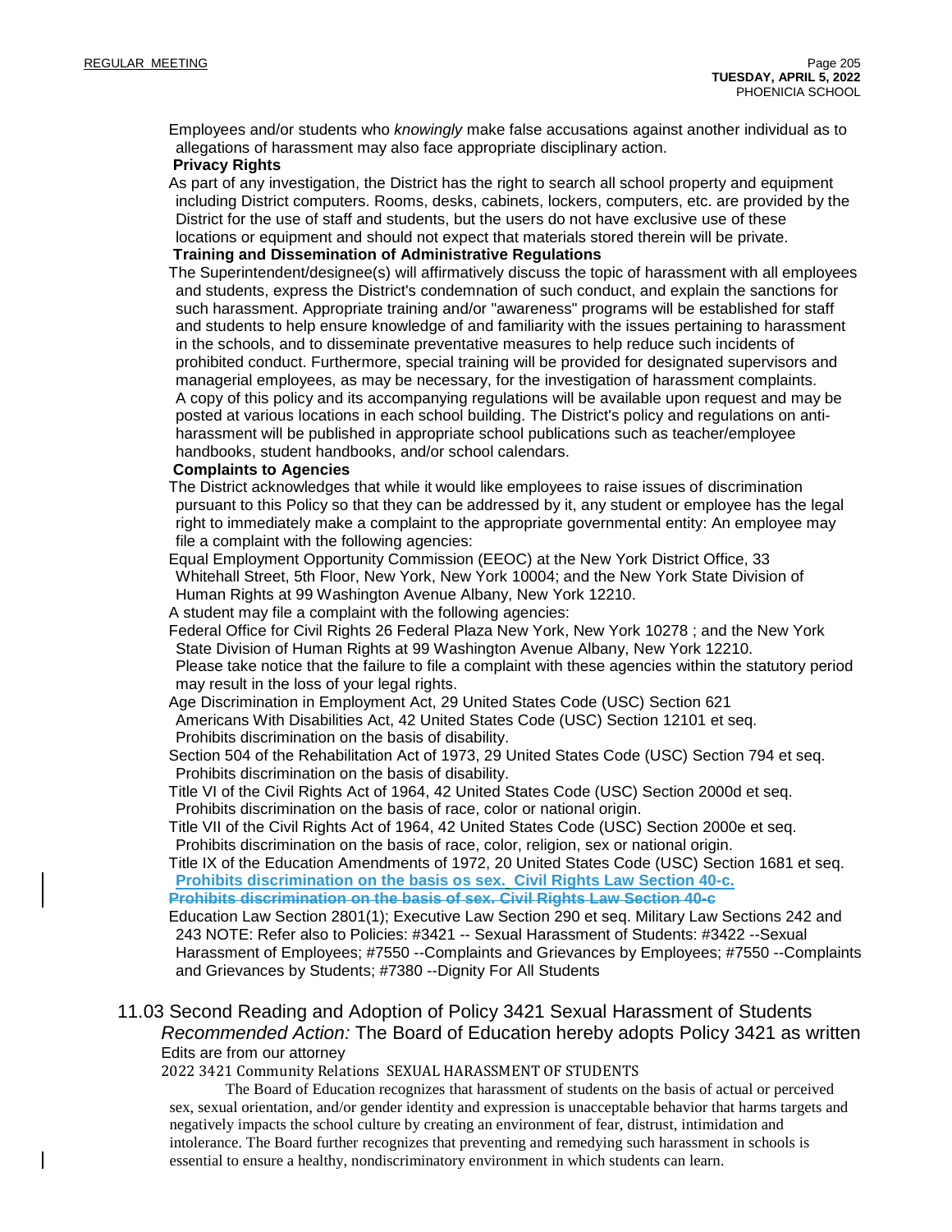Employees and/or students who *knowingly* make false accusations against another individual as to allegations of harassment may also face appropriate disciplinary action.

**Privacy Rights**

As part of any investigation, the District has the right to search all school property and equipment including District computers. Rooms, desks, cabinets, lockers, computers, etc. are provided by the District for the use of staff and students, but the users do not have exclusive use of these locations or equipment and should not expect that materials stored therein will be private.

**Training and Dissemination of Administrative Regulations**

The Superintendent/designee(s) will affirmatively discuss the topic of harassment with all employees and students, express the District's condemnation of such conduct, and explain the sanctions for such harassment. Appropriate training and/or "awareness" programs will be established for staff and students to help ensure knowledge of and familiarity with the issues pertaining to harassment in the schools, and to disseminate preventative measures to help reduce such incidents of prohibited conduct. Furthermore, special training will be provided for designated supervisors and managerial employees, as may be necessary, for the investigation of harassment complaints. A copy of this policy and its accompanying regulations will be available upon request and may be posted at various locations in each school building. The District's policy and regulations on anti-harassment will be published in appropriate school publications such as teacher/employee handbooks, student handbooks, and/or school calendars.

**Complaints to Agencies**

The District acknowledges that while it would like employees to raise issues of discrimination pursuant to this Policy so that they can be addressed by it, any student or employee has the legal right to immediately make a complaint to the appropriate governmental entity: An employee may file a complaint with the following agencies:

Equal Employment Opportunity Commission (EEOC) at the New York District Office, 33 Whitehall Street, 5th Floor, New York, New York 10004; and the New York State Division of Human Rights at 99 Washington Avenue Albany, New York 12210.

A student may file a complaint with the following agencies:

Federal Office for Civil Rights 26 Federal Plaza New York, New York 10278 ; and the New York State Division of Human Rights at 99 Washington Avenue Albany, New York 12210.
Please take notice that the failure to file a complaint with these agencies within the statutory period may result in the loss of your legal rights.

Age Discrimination in Employment Act, 29 United States Code (USC) Section 621
Americans With Disabilities Act, 42 United States Code (USC) Section 12101 et seq.
Prohibits discrimination on the basis of disability.

Section 504 of the Rehabilitation Act of 1973, 29 United States Code (USC) Section 794 et seq.
Prohibits discrimination on the basis of disability.

Title VI of the Civil Rights Act of 1964, 42 United States Code (USC) Section 2000d et seq.
Prohibits discrimination on the basis of race, color or national origin.

Title VII of the Civil Rights Act of 1964, 42 United States Code (USC) Section 2000e et seq.
Prohibits discrimination on the basis of race, color, religion, sex or national origin.

Title IX of the Education Amendments of 1972, 20 United States Code (USC) Section 1681 et seq.
**Prohibits discrimination on the basis os sex. Civil Rights Law Section 40-c.**
~~**Prohibits discrimination on the basis of sex. Civil Rights Law Section 40-c**~~

Education Law Section 2801(1); Executive Law Section 290 et seq. Military Law Sections 242 and 243 NOTE: Refer also to Policies: #3421 -- Sexual Harassment of Students: #3422 --Sexual Harassment of Employees; #7550 --Complaints and Grievances by Employees; #7550 --Complaints and Grievances by Students; #7380 --Dignity For All Students

## 11.03 Second Reading and Adoption of Policy 3421 Sexual Harassment of Students

*Recommended Action:* The Board of Education hereby adopts Policy 3421 as written

Edits are from our attorney

2022 3421 Community Relations SEXUAL HARASSMENT OF STUDENTS

The Board of Education recognizes that harassment of students on the basis of actual or perceived sex, sexual orientation, and/or gender identity and expression is unacceptable behavior that harms targets and negatively impacts the school culture by creating an environment of fear, distrust, intimidation and intolerance. The Board further recognizes that preventing and remedying such harassment in schools is essential to ensure a healthy, nondiscriminatory environment in which students can learn.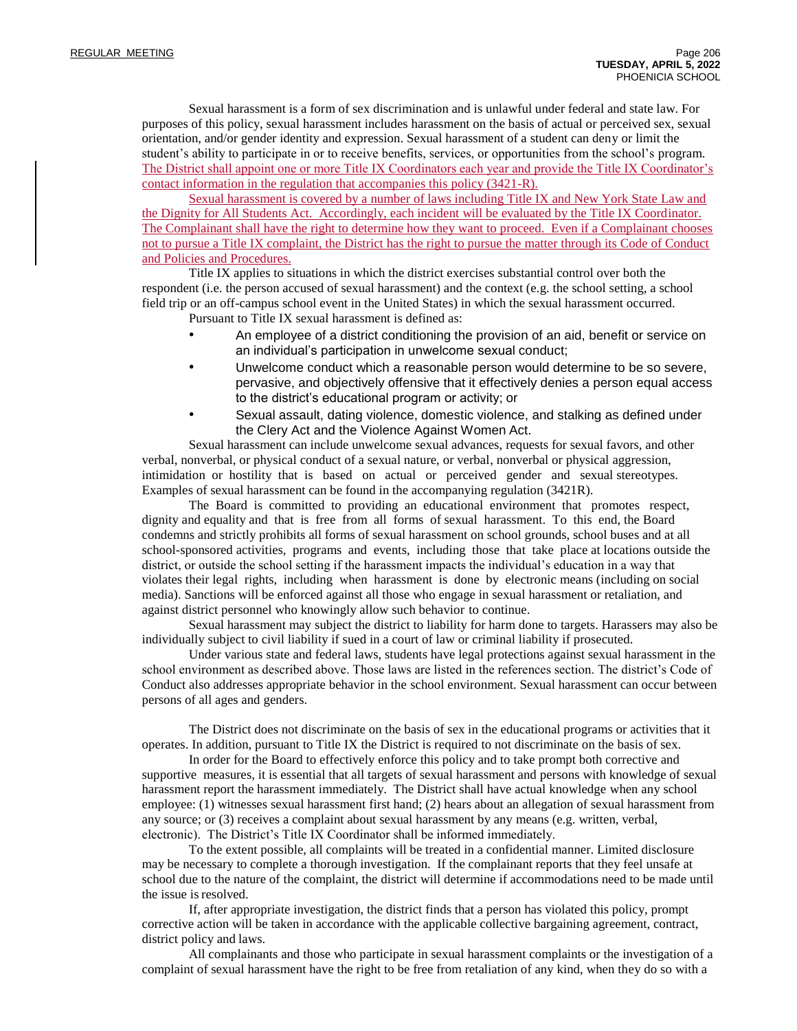Sexual harassment is a form of sex discrimination and is unlawful under federal and state law. For purposes of this policy, sexual harassment includes harassment on the basis of actual or perceived sex, sexual orientation, and/or gender identity and expression. Sexual harassment of a student can deny or limit the student's ability to participate in or to receive benefits, services, or opportunities from the school's program. The District shall appoint one or more Title IX Coordinators each year and provide the Title IX Coordinator's contact information in the regulation that accompanies this policy (3421-R).

Sexual harassment is covered by a number of laws including Title IX and New York State Law and the Dignity for All Students Act. Accordingly, each incident will be evaluated by the Title IX Coordinator. The Complainant shall have the right to determine how they want to proceed. Even if a Complainant chooses not to pursue a Title IX complaint, the District has the right to pursue the matter through its Code of Conduct and Policies and Procedures.

Title IX applies to situations in which the district exercises substantial control over both the respondent (i.e. the person accused of sexual harassment) and the context (e.g. the school setting, a school field trip or an off-campus school event in the United States) in which the sexual harassment occurred.

Pursuant to Title IX sexual harassment is defined as:

- An employee of a district conditioning the provision of an aid, benefit or service on an individual's participation in unwelcome sexual conduct;
- Unwelcome conduct which a reasonable person would determine to be so severe, pervasive, and objectively offensive that it effectively denies a person equal access to the district's educational program or activity; or
- Sexual assault, dating violence, domestic violence, and stalking as defined under the Clery Act and the Violence Against Women Act.

Sexual harassment can include unwelcome sexual advances, requests for sexual favors, and other verbal, nonverbal, or physical conduct of a sexual nature, or verbal, nonverbal or physical aggression, intimidation or hostility that is based on actual or perceived gender and sexual stereotypes. Examples of sexual harassment can be found in the accompanying regulation (3421R).

The Board is committed to providing an educational environment that promotes respect, dignity and equality and that is free from all forms of sexual harassment. To this end, the Board condemns and strictly prohibits all forms of sexual harassment on school grounds, school buses and at all school-sponsored activities, programs and events, including those that take place at locations outside the district, or outside the school setting if the harassment impacts the individual's education in a way that violates their legal rights, including when harassment is done by electronic means (including on social media). Sanctions will be enforced against all those who engage in sexual harassment or retaliation, and against district personnel who knowingly allow such behavior to continue.

Sexual harassment may subject the district to liability for harm done to targets. Harassers may also be individually subject to civil liability if sued in a court of law or criminal liability if prosecuted.

Under various state and federal laws, students have legal protections against sexual harassment in the school environment as described above. Those laws are listed in the references section. The district's Code of Conduct also addresses appropriate behavior in the school environment. Sexual harassment can occur between persons of all ages and genders.

The District does not discriminate on the basis of sex in the educational programs or activities that it operates. In addition, pursuant to Title IX the District is required to not discriminate on the basis of sex.

In order for the Board to effectively enforce this policy and to take prompt both corrective and supportive measures, it is essential that all targets of sexual harassment and persons with knowledge of sexual harassment report the harassment immediately. The District shall have actual knowledge when any school employee: (1) witnesses sexual harassment first hand; (2) hears about an allegation of sexual harassment from any source; or (3) receives a complaint about sexual harassment by any means (e.g. written, verbal, electronic). The District's Title IX Coordinator shall be informed immediately.

To the extent possible, all complaints will be treated in a confidential manner. Limited disclosure may be necessary to complete a thorough investigation. If the complainant reports that they feel unsafe at school due to the nature of the complaint, the district will determine if accommodations need to be made until the issue is resolved.

If, after appropriate investigation, the district finds that a person has violated this policy, prompt corrective action will be taken in accordance with the applicable collective bargaining agreement, contract, district policy and laws.

All complainants and those who participate in sexual harassment complaints or the investigation of a complaint of sexual harassment have the right to be free from retaliation of any kind, when they do so with a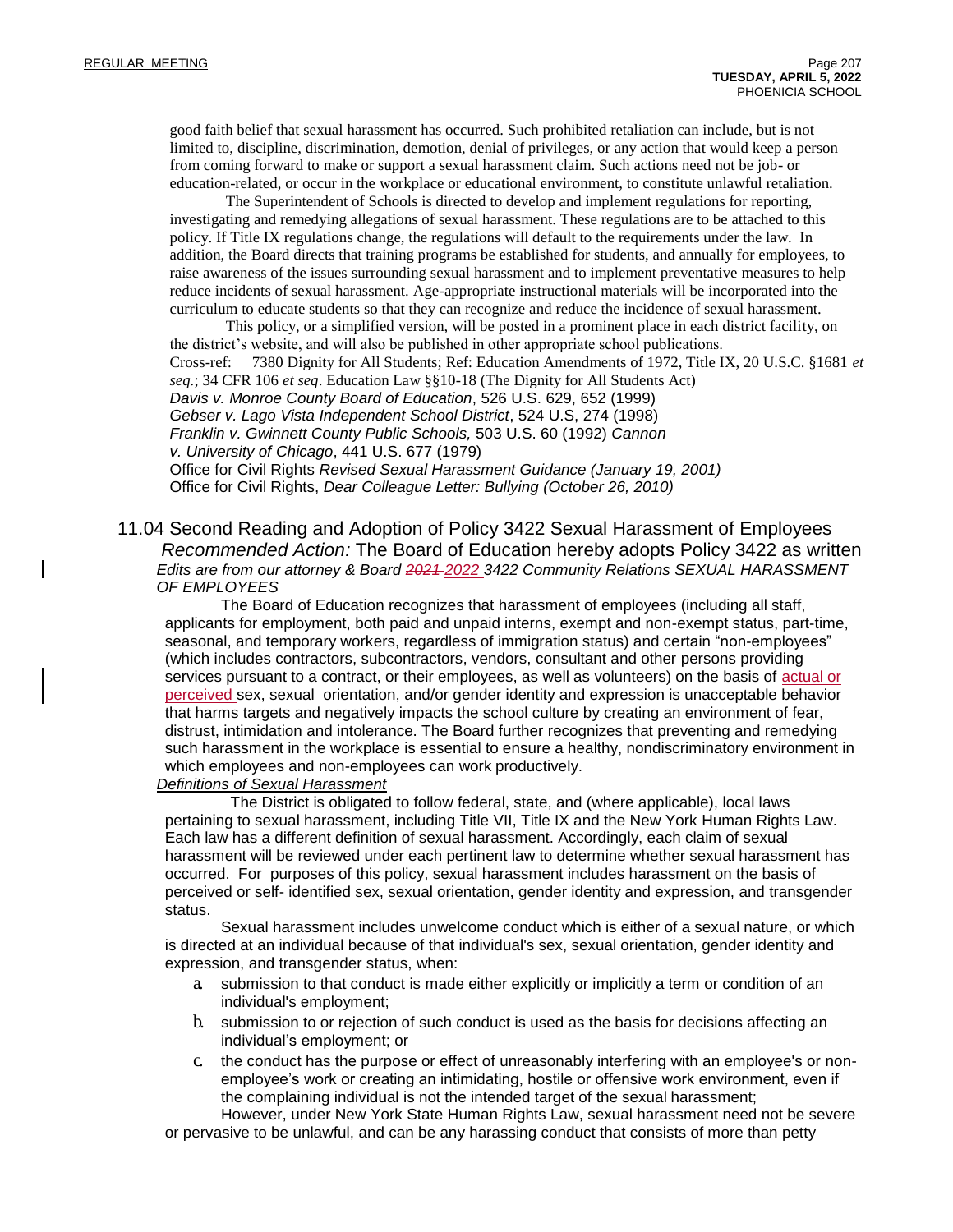good faith belief that sexual harassment has occurred. Such prohibited retaliation can include, but is not limited to, discipline, discrimination, demotion, denial of privileges, or any action that would keep a person from coming forward to make or support a sexual harassment claim. Such actions need not be job- or education-related, or occur in the workplace or educational environment, to constitute unlawful retaliation.

The Superintendent of Schools is directed to develop and implement regulations for reporting, investigating and remedying allegations of sexual harassment. These regulations are to be attached to this policy. If Title IX regulations change, the regulations will default to the requirements under the law. In addition, the Board directs that training programs be established for students, and annually for employees, to raise awareness of the issues surrounding sexual harassment and to implement preventative measures to help reduce incidents of sexual harassment. Age-appropriate instructional materials will be incorporated into the curriculum to educate students so that they can recognize and reduce the incidence of sexual harassment.

This policy, or a simplified version, will be posted in a prominent place in each district facility, on the district's website, and will also be published in other appropriate school publications.

Cross-ref: 7380 Dignity for All Students; Ref: Education Amendments of 1972, Title IX, 20 U.S.C. §1681 *et seq*.; 34 CFR 106 *et seq*. Education Law §§10-18 (The Dignity for All Students Act)
*Davis v. Monroe County Board of Education*, 526 U.S. 629, 652 (1999)
*Gebser v. Lago Vista Independent School District*, 524 U.S, 274 (1998)
*Franklin v. Gwinnett County Public Schools,* 503 U.S. 60 (1992) *Cannon v. University of Chicago*, 441 U.S. 677 (1979)
Office for Civil Rights *Revised Sexual Harassment Guidance (January 19, 2001)*
Office for Civil Rights, *Dear Colleague Letter: Bullying (October 26, 2010)*

## 11.04 Second Reading and Adoption of Policy 3422 Sexual Harassment of Employees

*Recommended Action:* The Board of Education hereby adopts Policy 3422 as written

*Edits are from our attorney & Board ~~2021~~ 2022 3422 Community Relations SEXUAL HARASSMENT OF EMPLOYEES*

The Board of Education recognizes that harassment of employees (including all staff, applicants for employment, both paid and unpaid interns, exempt and non-exempt status, part-time, seasonal, and temporary workers, regardless of immigration status) and certain "non-employees" (which includes contractors, subcontractors, vendors, consultant and other persons providing services pursuant to a contract, or their employees, as well as volunteers) on the basis of actual or perceived sex, sexual orientation, and/or gender identity and expression is unacceptable behavior that harms targets and negatively impacts the school culture by creating an environment of fear, distrust, intimidation and intolerance. The Board further recognizes that preventing and remedying such harassment in the workplace is essential to ensure a healthy, nondiscriminatory environment in which employees and non-employees can work productively.

*Definitions of Sexual Harassment*

The District is obligated to follow federal, state, and (where applicable), local laws pertaining to sexual harassment, including Title VII, Title IX and the New York Human Rights Law. Each law has a different definition of sexual harassment. Accordingly, each claim of sexual harassment will be reviewed under each pertinent law to determine whether sexual harassment has occurred. For purposes of this policy, sexual harassment includes harassment on the basis of perceived or self- identified sex, sexual orientation, gender identity and expression, and transgender status.

Sexual harassment includes unwelcome conduct which is either of a sexual nature, or which is directed at an individual because of that individual's sex, sexual orientation, gender identity and expression, and transgender status, when:

a. submission to that conduct is made either explicitly or implicitly a term or condition of an individual's employment;
b. submission to or rejection of such conduct is used as the basis for decisions affecting an individual's employment; or
c. the conduct has the purpose or effect of unreasonably interfering with an employee's or non-employee's work or creating an intimidating, hostile or offensive work environment, even if the complaining individual is not the intended target of the sexual harassment;

However, under New York State Human Rights Law, sexual harassment need not be severe or pervasive to be unlawful, and can be any harassing conduct that consists of more than petty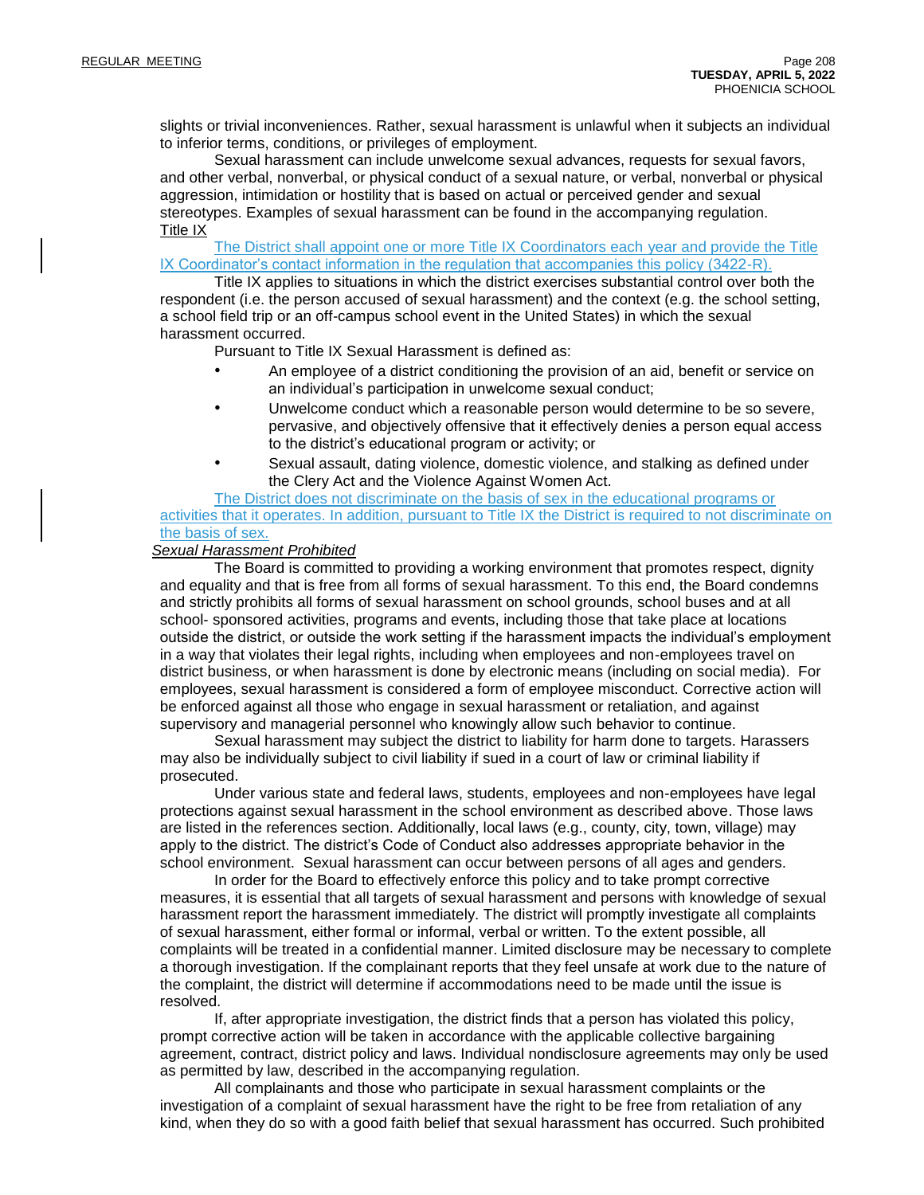slights or trivial inconveniences. Rather, sexual harassment is unlawful when it subjects an individual to inferior terms, conditions, or privileges of employment.

Sexual harassment can include unwelcome sexual advances, requests for sexual favors, and other verbal, nonverbal, or physical conduct of a sexual nature, or verbal, nonverbal or physical aggression, intimidation or hostility that is based on actual or perceived gender and sexual stereotypes. Examples of sexual harassment can be found in the accompanying regulation.

Title IX

The District shall appoint one or more Title IX Coordinators each year and provide the Title IX Coordinator's contact information in the regulation that accompanies this policy (3422-R).

Title IX applies to situations in which the district exercises substantial control over both the respondent (i.e. the person accused of sexual harassment) and the context (e.g. the school setting, a school field trip or an off-campus school event in the United States) in which the sexual harassment occurred.

Pursuant to Title IX Sexual Harassment is defined as:

- An employee of a district conditioning the provision of an aid, benefit or service on an individual's participation in unwelcome sexual conduct;
- Unwelcome conduct which a reasonable person would determine to be so severe, pervasive, and objectively offensive that it effectively denies a person equal access to the district's educational program or activity; or
- Sexual assault, dating violence, domestic violence, and stalking as defined under the Clery Act and the Violence Against Women Act.

The District does not discriminate on the basis of sex in the educational programs or activities that it operates. In addition, pursuant to Title IX the District is required to not discriminate on the basis of sex.

*Sexual Harassment Prohibited*

The Board is committed to providing a working environment that promotes respect, dignity and equality and that is free from all forms of sexual harassment. To this end, the Board condemns and strictly prohibits all forms of sexual harassment on school grounds, school buses and at all school- sponsored activities, programs and events, including those that take place at locations outside the district, or outside the work setting if the harassment impacts the individual's employment in a way that violates their legal rights, including when employees and non-employees travel on district business, or when harassment is done by electronic means (including on social media). For employees, sexual harassment is considered a form of employee misconduct. Corrective action will be enforced against all those who engage in sexual harassment or retaliation, and against supervisory and managerial personnel who knowingly allow such behavior to continue.

Sexual harassment may subject the district to liability for harm done to targets. Harassers may also be individually subject to civil liability if sued in a court of law or criminal liability if prosecuted.

Under various state and federal laws, students, employees and non-employees have legal protections against sexual harassment in the school environment as described above. Those laws are listed in the references section. Additionally, local laws (e.g., county, city, town, village) may apply to the district. The district's Code of Conduct also addresses appropriate behavior in the school environment. Sexual harassment can occur between persons of all ages and genders.

In order for the Board to effectively enforce this policy and to take prompt corrective measures, it is essential that all targets of sexual harassment and persons with knowledge of sexual harassment report the harassment immediately. The district will promptly investigate all complaints of sexual harassment, either formal or informal, verbal or written. To the extent possible, all complaints will be treated in a confidential manner. Limited disclosure may be necessary to complete a thorough investigation. If the complainant reports that they feel unsafe at work due to the nature of the complaint, the district will determine if accommodations need to be made until the issue is resolved.

If, after appropriate investigation, the district finds that a person has violated this policy, prompt corrective action will be taken in accordance with the applicable collective bargaining agreement, contract, district policy and laws. Individual nondisclosure agreements may only be used as permitted by law, described in the accompanying regulation.

All complainants and those who participate in sexual harassment complaints or the investigation of a complaint of sexual harassment have the right to be free from retaliation of any kind, when they do so with a good faith belief that sexual harassment has occurred. Such prohibited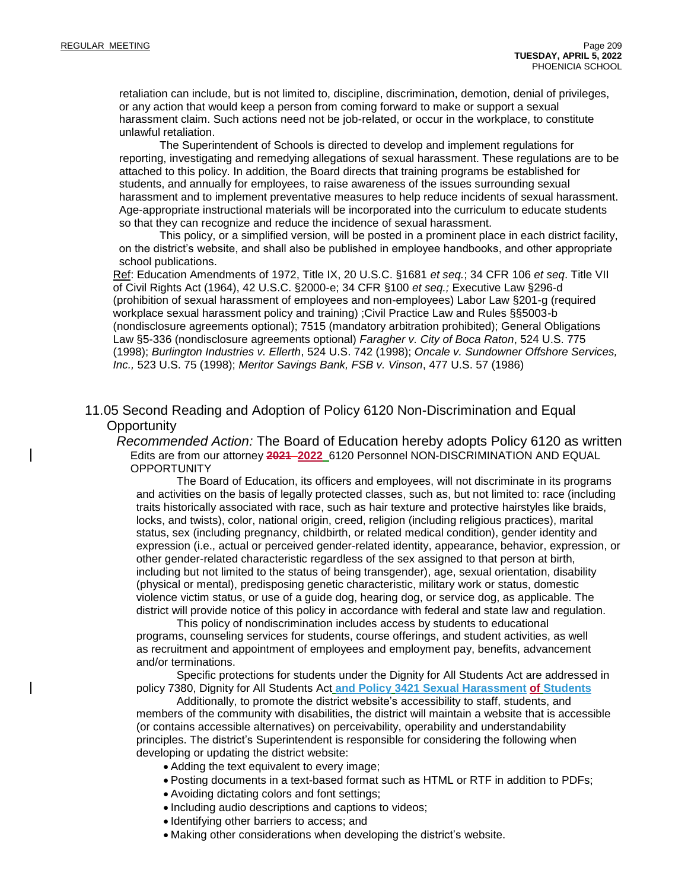retaliation can include, but is not limited to, discipline, discrimination, demotion, denial of privileges, or any action that would keep a person from coming forward to make or support a sexual harassment claim. Such actions need not be job-related, or occur in the workplace, to constitute unlawful retaliation.

The Superintendent of Schools is directed to develop and implement regulations for reporting, investigating and remedying allegations of sexual harassment. These regulations are to be attached to this policy. In addition, the Board directs that training programs be established for students, and annually for employees, to raise awareness of the issues surrounding sexual harassment and to implement preventative measures to help reduce incidents of sexual harassment. Age-appropriate instructional materials will be incorporated into the curriculum to educate students so that they can recognize and reduce the incidence of sexual harassment.

This policy, or a simplified version, will be posted in a prominent place in each district facility, on the district's website, and shall also be published in employee handbooks, and other appropriate school publications.

Ref: Education Amendments of 1972, Title IX, 20 U.S.C. §1681 *et seq.*; 34 CFR 106 *et seq*. Title VII of Civil Rights Act (1964), 42 U.S.C. §2000-e; 34 CFR §100 *et seq.;* Executive Law §296-d (prohibition of sexual harassment of employees and non-employees) Labor Law §201-g (required workplace sexual harassment policy and training) ;Civil Practice Law and Rules §§5003-b (nondisclosure agreements optional); 7515 (mandatory arbitration prohibited); General Obligations Law §5-336 (nondisclosure agreements optional) *Faragher v. City of Boca Raton*, 524 U.S. 775 (1998); *Burlington Industries v. Ellerth*, 524 U.S. 742 (1998); *Oncale v. Sundowner Offshore Services, Inc.,* 523 U.S. 75 (1998); *Meritor Savings Bank, FSB v. Vinson*, 477 U.S. 57 (1986)

## 11.05 Second Reading and Adoption of Policy 6120 Non-Discrimination and Equal Opportunity

*Recommended Action:* The Board of Education hereby adopts Policy 6120 as written

Edits are from our attorney ~~2021~~ **2022** 6120 Personnel NON-DISCRIMINATION AND EQUAL OPPORTUNITY

The Board of Education, its officers and employees, will not discriminate in its programs and activities on the basis of legally protected classes, such as, but not limited to: race (including traits historically associated with race, such as hair texture and protective hairstyles like braids, locks, and twists), color, national origin, creed, religion (including religious practices), marital status, sex (including pregnancy, childbirth, or related medical condition), gender identity and expression (i.e., actual or perceived gender-related identity, appearance, behavior, expression, or other gender-related characteristic regardless of the sex assigned to that person at birth, including but not limited to the status of being transgender), age, sexual orientation, disability (physical or mental), predisposing genetic characteristic, military work or status, domestic violence victim status, or use of a guide dog, hearing dog, or service dog, as applicable. The district will provide notice of this policy in accordance with federal and state law and regulation.

This policy of nondiscrimination includes access by students to educational programs, counseling services for students, course offerings, and student activities, as well as recruitment and appointment of employees and employment pay, benefits, advancement and/or terminations.

Specific protections for students under the Dignity for All Students Act are addressed in policy 7380, Dignity for All Students Act **and Policy 3421 Sexual Harassment of Students**

Additionally, to promote the district website's accessibility to staff, students, and members of the community with disabilities, the district will maintain a website that is accessible (or contains accessible alternatives) on perceivability, operability and understandability principles. The district's Superintendent is responsible for considering the following when developing or updating the district website:

- Adding the text equivalent to every image;
- Posting documents in a text-based format such as HTML or RTF in addition to PDFs;
- Avoiding dictating colors and font settings;
- Including audio descriptions and captions to videos;
- Identifying other barriers to access; and
- Making other considerations when developing the district's website.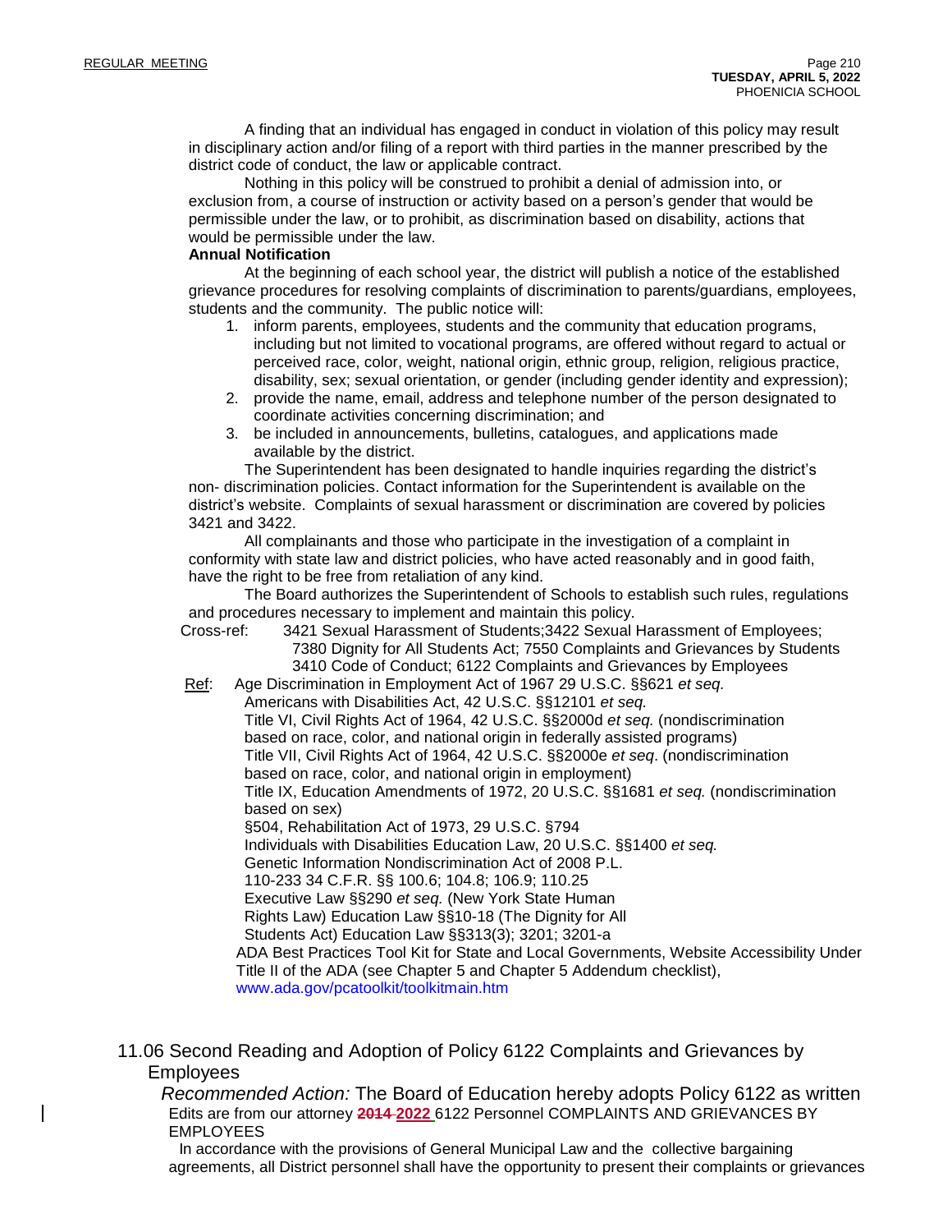A finding that an individual has engaged in conduct in violation of this policy may result in disciplinary action and/or filing of a report with third parties in the manner prescribed by the district code of conduct, the law or applicable contract.

Nothing in this policy will be construed to prohibit a denial of admission into, or exclusion from, a course of instruction or activity based on a person's gender that would be permissible under the law, or to prohibit, as discrimination based on disability, actions that would be permissible under the law.

**Annual Notification**

At the beginning of each school year, the district will publish a notice of the established grievance procedures for resolving complaints of discrimination to parents/guardians, employees, students and the community. The public notice will:

1. inform parents, employees, students and the community that education programs, including but not limited to vocational programs, are offered without regard to actual or perceived race, color, weight, national origin, ethnic group, religion, religious practice, disability, sex; sexual orientation, or gender (including gender identity and expression);
2. provide the name, email, address and telephone number of the person designated to coordinate activities concerning discrimination; and
3. be included in announcements, bulletins, catalogues, and applications made available by the district.

The Superintendent has been designated to handle inquiries regarding the district's non- discrimination policies. Contact information for the Superintendent is available on the district's website. Complaints of sexual harassment or discrimination are covered by policies 3421 and 3422.

All complainants and those who participate in the investigation of a complaint in conformity with state law and district policies, who have acted reasonably and in good faith, have the right to be free from retaliation of any kind.

The Board authorizes the Superintendent of Schools to establish such rules, regulations and procedures necessary to implement and maintain this policy.

Cross-ref: 3421 Sexual Harassment of Students;3422 Sexual Harassment of Employees; 7380 Dignity for All Students Act; 7550 Complaints and Grievances by Students 3410 Code of Conduct; 6122 Complaints and Grievances by Employees

Ref: Age Discrimination in Employment Act of 1967 29 U.S.C. §§621 *et seq.*
Americans with Disabilities Act, 42 U.S.C. §§12101 *et seq.*
Title VI, Civil Rights Act of 1964, 42 U.S.C. §§2000d *et seq.* (nondiscrimination based on race, color, and national origin in federally assisted programs)
Title VII, Civil Rights Act of 1964, 42 U.S.C. §§2000e *et seq*. (nondiscrimination based on race, color, and national origin in employment)
Title IX, Education Amendments of 1972, 20 U.S.C. §§1681 *et seq.* (nondiscrimination based on sex)
§504, Rehabilitation Act of 1973, 29 U.S.C. §794
Individuals with Disabilities Education Law, 20 U.S.C. §§1400 *et seq.*
Genetic Information Nondiscrimination Act of 2008 P.L. 110-233 34 C.F.R. §§ 100.6; 104.8; 106.9; 110.25
Executive Law §§290 *et seq.* (New York State Human Rights Law) Education Law §§10-18 (The Dignity for All Students Act) Education Law §§313(3); 3201; 3201-a
ADA Best Practices Tool Kit for State and Local Governments, Website Accessibility Under Title II of the ADA (see Chapter 5 and Chapter 5 Addendum checklist), www.ada.gov/pcatoolkit/toolkitmain.htm

## 11.06 Second Reading and Adoption of Policy 6122 Complaints and Grievances by Employees

*Recommended Action:* The Board of Education hereby adopts Policy 6122 as written

Edits are from our attorney ~~2014~~ **2022** 6122 Personnel COMPLAINTS AND GRIEVANCES BY EMPLOYEES

In accordance with the provisions of General Municipal Law and the collective bargaining agreements, all District personnel shall have the opportunity to present their complaints or grievances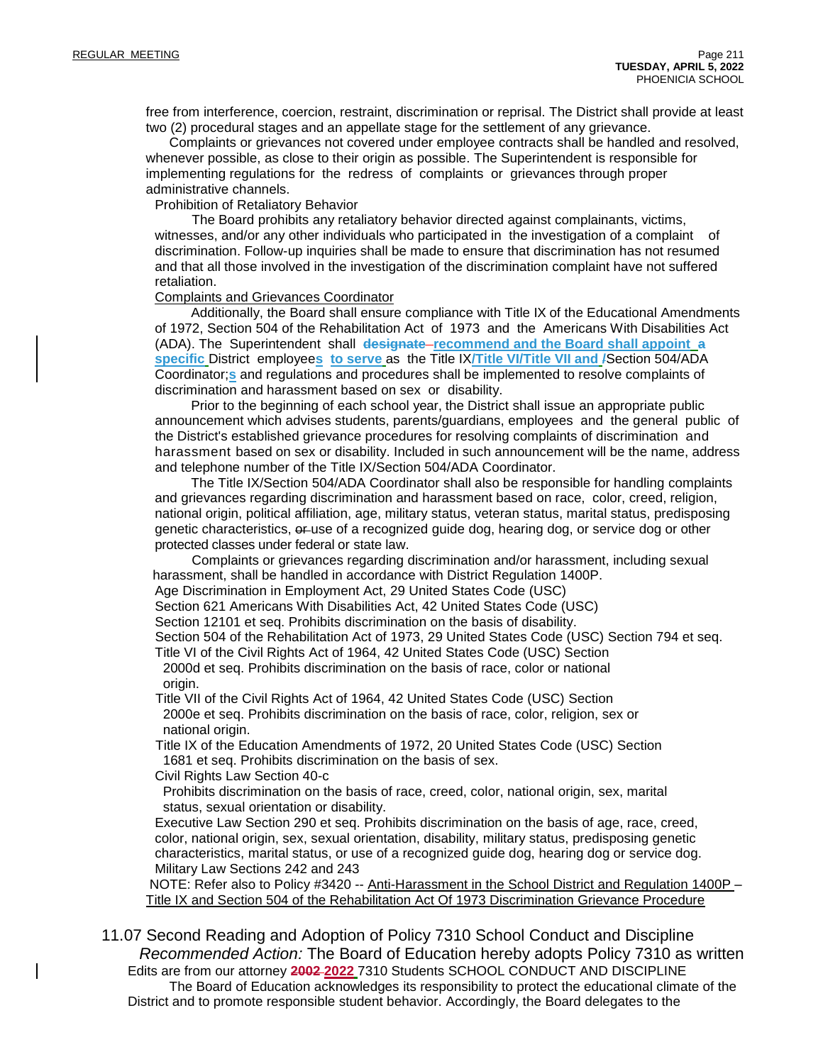free from interference, coercion, restraint, discrimination or reprisal. The District shall provide at least two (2) procedural stages and an appellate stage for the settlement of any grievance.

Complaints or grievances not covered under employee contracts shall be handled and resolved, whenever possible, as close to their origin as possible. The Superintendent is responsible for implementing regulations for the redress of complaints or grievances through proper administrative channels.

Prohibition of Retaliatory Behavior

The Board prohibits any retaliatory behavior directed against complainants, victims, witnesses, and/or any other individuals who participated in the investigation of a complaint of discrimination. Follow-up inquiries shall be made to ensure that discrimination has not resumed and that all those involved in the investigation of the discrimination complaint have not suffered retaliation.

Complaints and Grievances Coordinator

Additionally, the Board shall ensure compliance with Title IX of the Educational Amendments of 1972, Section 504 of the Rehabilitation Act of 1973 and the Americans With Disabilities Act (ADA). The Superintendent shall ~~designate~~ **recommend and the Board shall appoint a specific** District employee**s** **to serve** as the Title IX**/Title VI/Title VII and** /Section 504/ADA Coordinator;**s** and regulations and procedures shall be implemented to resolve complaints of discrimination and harassment based on sex or disability.

Prior to the beginning of each school year, the District shall issue an appropriate public announcement which advises students, parents/guardians, employees and the general public of the District's established grievance procedures for resolving complaints of discrimination and harassment based on sex or disability. Included in such announcement will be the name, address and telephone number of the Title IX/Section 504/ADA Coordinator.

The Title IX/Section 504/ADA Coordinator shall also be responsible for handling complaints and grievances regarding discrimination and harassment based on race, color, creed, religion, national origin, political affiliation, age, military status, veteran status, marital status, predisposing genetic characteristics, ~~or~~ use of a recognized guide dog, hearing dog, or service dog or other protected classes under federal or state law.

Complaints or grievances regarding discrimination and/or harassment, including sexual harassment, shall be handled in accordance with District Regulation 1400P.

Age Discrimination in Employment Act, 29 United States Code (USC)

Section 621 Americans With Disabilities Act, 42 United States Code (USC)

Section 12101 et seq. Prohibits discrimination on the basis of disability.

Section 504 of the Rehabilitation Act of 1973, 29 United States Code (USC) Section 794 et seq.

Title VI of the Civil Rights Act of 1964, 42 United States Code (USC) Section 2000d et seq. Prohibits discrimination on the basis of race, color or national origin.

Title VII of the Civil Rights Act of 1964, 42 United States Code (USC) Section 2000e et seq. Prohibits discrimination on the basis of race, color, religion, sex or national origin.

Title IX of the Education Amendments of 1972, 20 United States Code (USC) Section 1681 et seq. Prohibits discrimination on the basis of sex.

Civil Rights Law Section 40-c

Prohibits discrimination on the basis of race, creed, color, national origin, sex, marital status, sexual orientation or disability.

Executive Law Section 290 et seq. Prohibits discrimination on the basis of age, race, creed, color, national origin, sex, sexual orientation, disability, military status, predisposing genetic characteristics, marital status, or use of a recognized guide dog, hearing dog or service dog.

Military Law Sections 242 and 243

NOTE: Refer also to Policy #3420 -- Anti-Harassment in the School District and Regulation 1400P – Title IX and Section 504 of the Rehabilitation Act Of 1973 Discrimination Grievance Procedure

## 11.07 Second Reading and Adoption of Policy 7310 School Conduct and Discipline

*Recommended Action:* The Board of Education hereby adopts Policy 7310 as written

Edits are from our attorney ~~2002~~ **2022** 7310 Students SCHOOL CONDUCT AND DISCIPLINE

The Board of Education acknowledges its responsibility to protect the educational climate of the District and to promote responsible student behavior. Accordingly, the Board delegates to the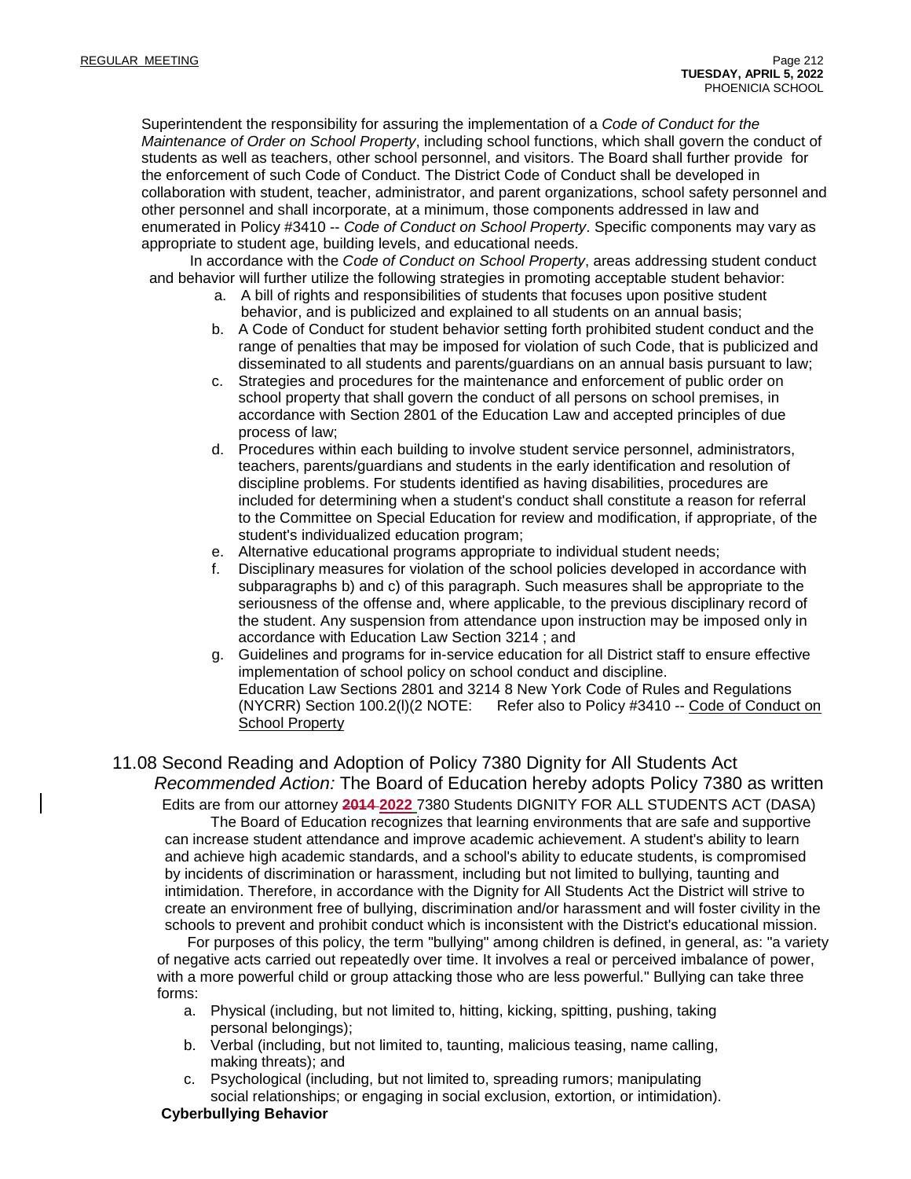Superintendent the responsibility for assuring the implementation of a *Code of Conduct for the Maintenance of Order on School Property*, including school functions, which shall govern the conduct of students as well as teachers, other school personnel, and visitors. The Board shall further provide for the enforcement of such Code of Conduct. The District Code of Conduct shall be developed in collaboration with student, teacher, administrator, and parent organizations, school safety personnel and other personnel and shall incorporate, at a minimum, those components addressed in law and enumerated in Policy #3410 -- *Code of Conduct on School Property*. Specific components may vary as appropriate to student age, building levels, and educational needs.

In accordance with the *Code of Conduct on School Property*, areas addressing student conduct and behavior will further utilize the following strategies in promoting acceptable student behavior:

a. A bill of rights and responsibilities of students that focuses upon positive student behavior, and is publicized and explained to all students on an annual basis;
b. A Code of Conduct for student behavior setting forth prohibited student conduct and the range of penalties that may be imposed for violation of such Code, that is publicized and disseminated to all students and parents/guardians on an annual basis pursuant to law;
c. Strategies and procedures for the maintenance and enforcement of public order on school property that shall govern the conduct of all persons on school premises, in accordance with Section 2801 of the Education Law and accepted principles of due process of law;
d. Procedures within each building to involve student service personnel, administrators, teachers, parents/guardians and students in the early identification and resolution of discipline problems. For students identified as having disabilities, procedures are included for determining when a student's conduct shall constitute a reason for referral to the Committee on Special Education for review and modification, if appropriate, of the student's individualized education program;
e. Alternative educational programs appropriate to individual student needs;
f. Disciplinary measures for violation of the school policies developed in accordance with subparagraphs b) and c) of this paragraph. Such measures shall be appropriate to the seriousness of the offense and, where applicable, to the previous disciplinary record of the student. Any suspension from attendance upon instruction may be imposed only in accordance with Education Law Section 3214 ; and
g. Guidelines and programs for in-service education for all District staff to ensure effective implementation of school policy on school conduct and discipline.
Education Law Sections 2801 and 3214 8 New York Code of Rules and Regulations (NYCRR) Section 100.2(l)(2 NOTE: Refer also to Policy #3410 -- Code of Conduct on School Property

## 11.08 Second Reading and Adoption of Policy 7380 Dignity for All Students Act

*Recommended Action:* The Board of Education hereby adopts Policy 7380 as written

Edits are from our attorney ~~**2014**~~ **2022** 7380 Students DIGNITY FOR ALL STUDENTS ACT (DASA)

The Board of Education recognizes that learning environments that are safe and supportive can increase student attendance and improve academic achievement. A student's ability to learn and achieve high academic standards, and a school's ability to educate students, is compromised by incidents of discrimination or harassment, including but not limited to bullying, taunting and intimidation. Therefore, in accordance with the Dignity for All Students Act the District will strive to create an environment free of bullying, discrimination and/or harassment and will foster civility in the schools to prevent and prohibit conduct which is inconsistent with the District's educational mission.

For purposes of this policy, the term "bullying" among children is defined, in general, as: "a variety of negative acts carried out repeatedly over time. It involves a real or perceived imbalance of power, with a more powerful child or group attacking those who are less powerful." Bullying can take three forms:

a. Physical (including, but not limited to, hitting, kicking, spitting, pushing, taking personal belongings);
b. Verbal (including, but not limited to, taunting, malicious teasing, name calling, making threats); and
c. Psychological (including, but not limited to, spreading rumors; manipulating social relationships; or engaging in social exclusion, extortion, or intimidation).

**Cyberbullying Behavior**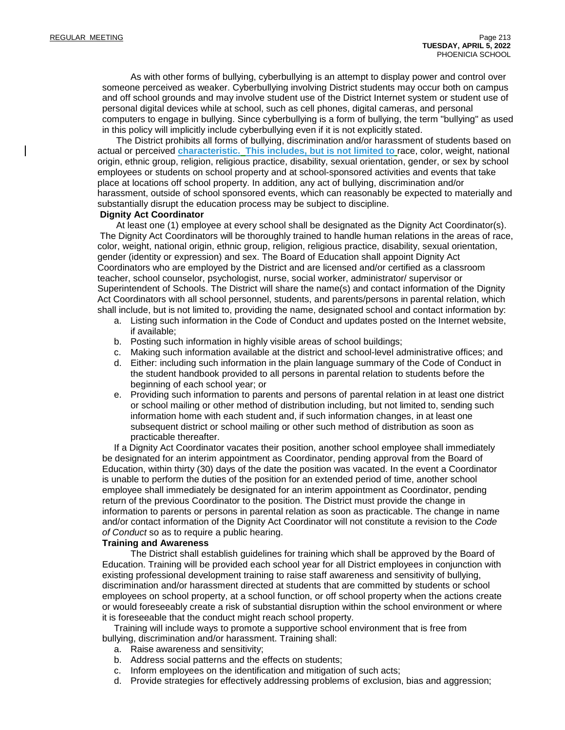As with other forms of bullying, cyberbullying is an attempt to display power and control over someone perceived as weaker. Cyberbullying involving District students may occur both on campus and off school grounds and may involve student use of the District Internet system or student use of personal digital devices while at school, such as cell phones, digital cameras, and personal computers to engage in bullying. Since cyberbullying is a form of bullying, the term "bullying" as used in this policy will implicitly include cyberbullying even if it is not explicitly stated.

The District prohibits all forms of bullying, discrimination and/or harassment of students based on actual or perceived **characteristic. This includes, but is not limited to** race, color, weight, national origin, ethnic group, religion, religious practice, disability, sexual orientation, gender, or sex by school employees or students on school property and at school-sponsored activities and events that take place at locations off school property. In addition, any act of bullying, discrimination and/or harassment, outside of school sponsored events, which can reasonably be expected to materially and substantially disrupt the education process may be subject to discipline.

**Dignity Act Coordinator**

At least one (1) employee at every school shall be designated as the Dignity Act Coordinator(s). The Dignity Act Coordinators will be thoroughly trained to handle human relations in the areas of race, color, weight, national origin, ethnic group, religion, religious practice, disability, sexual orientation, gender (identity or expression) and sex. The Board of Education shall appoint Dignity Act Coordinators who are employed by the District and are licensed and/or certified as a classroom teacher, school counselor, psychologist, nurse, social worker, administrator/ supervisor or Superintendent of Schools. The District will share the name(s) and contact information of the Dignity Act Coordinators with all school personnel, students, and parents/persons in parental relation, which shall include, but is not limited to, providing the name, designated school and contact information by:

a. Listing such information in the Code of Conduct and updates posted on the Internet website, if available;
b. Posting such information in highly visible areas of school buildings;
c. Making such information available at the district and school-level administrative offices; and
d. Either: including such information in the plain language summary of the Code of Conduct in the student handbook provided to all persons in parental relation to students before the beginning of each school year; or
e. Providing such information to parents and persons of parental relation in at least one district or school mailing or other method of distribution including, but not limited to, sending such information home with each student and, if such information changes, in at least one subsequent district or school mailing or other such method of distribution as soon as practicable thereafter.

If a Dignity Act Coordinator vacates their position, another school employee shall immediately be designated for an interim appointment as Coordinator, pending approval from the Board of Education, within thirty (30) days of the date the position was vacated. In the event a Coordinator is unable to perform the duties of the position for an extended period of time, another school employee shall immediately be designated for an interim appointment as Coordinator, pending return of the previous Coordinator to the position. The District must provide the change in information to parents or persons in parental relation as soon as practicable. The change in name and/or contact information of the Dignity Act Coordinator will not constitute a revision to the *Code of Conduct* so as to require a public hearing.

**Training and Awareness**

The District shall establish guidelines for training which shall be approved by the Board of Education. Training will be provided each school year for all District employees in conjunction with existing professional development training to raise staff awareness and sensitivity of bullying, discrimination and/or harassment directed at students that are committed by students or school employees on school property, at a school function, or off school property when the actions create or would foreseeably create a risk of substantial disruption within the school environment or where it is foreseeable that the conduct might reach school property.

Training will include ways to promote a supportive school environment that is free from bullying, discrimination and/or harassment. Training shall:

a. Raise awareness and sensitivity;
b. Address social patterns and the effects on students;
c. Inform employees on the identification and mitigation of such acts;
d. Provide strategies for effectively addressing problems of exclusion, bias and aggression;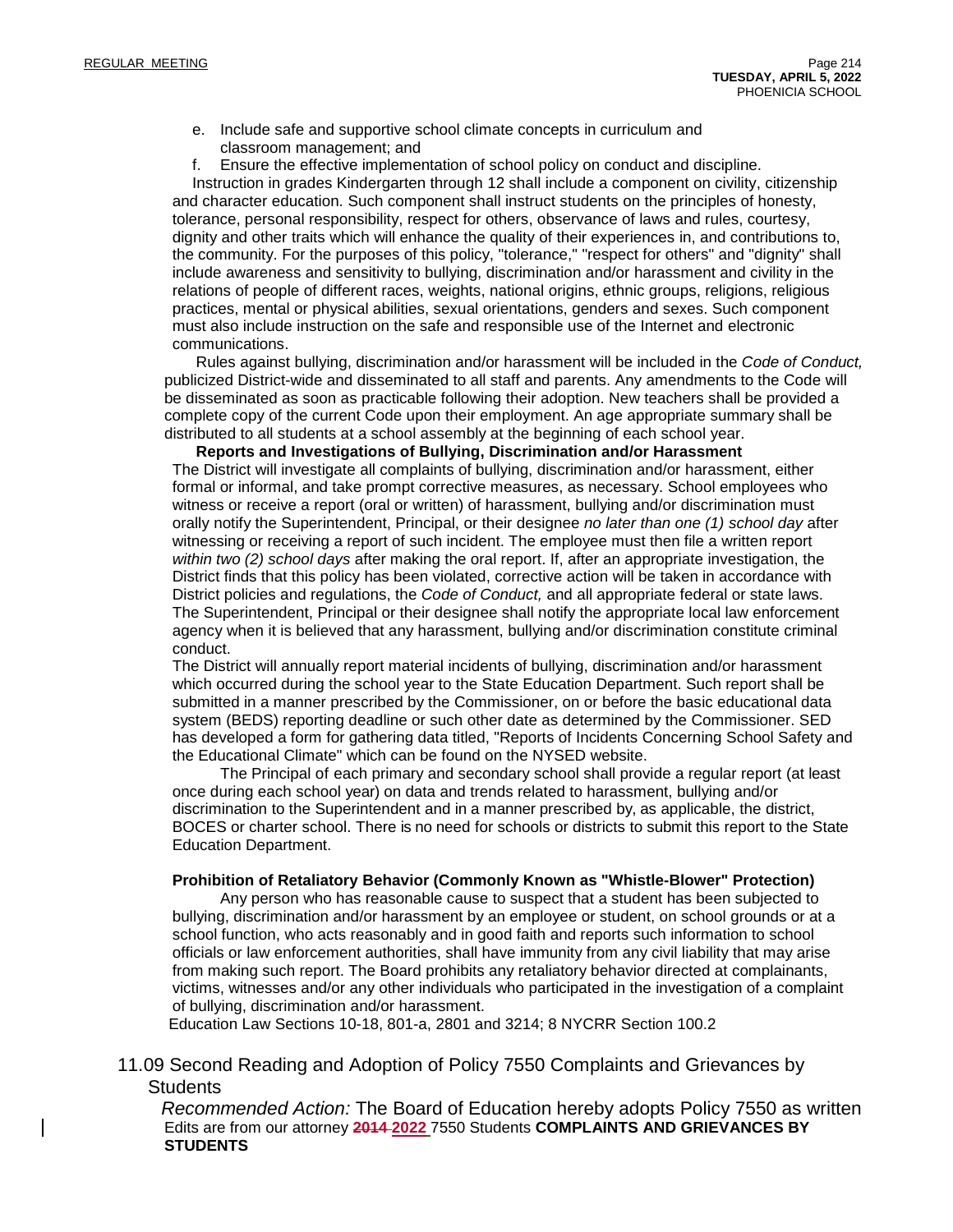e. Include safe and supportive school climate concepts in curriculum and classroom management; and

f. Ensure the effective implementation of school policy on conduct and discipline.

Instruction in grades Kindergarten through 12 shall include a component on civility, citizenship and character education. Such component shall instruct students on the principles of honesty, tolerance, personal responsibility, respect for others, observance of laws and rules, courtesy, dignity and other traits which will enhance the quality of their experiences in, and contributions to, the community. For the purposes of this policy, "tolerance," "respect for others" and "dignity" shall include awareness and sensitivity to bullying, discrimination and/or harassment and civility in the relations of people of different races, weights, national origins, ethnic groups, religions, religious practices, mental or physical abilities, sexual orientations, genders and sexes. Such component must also include instruction on the safe and responsible use of the Internet and electronic communications.

Rules against bullying, discrimination and/or harassment will be included in the *Code of Conduct,* publicized District-wide and disseminated to all staff and parents. Any amendments to the Code will be disseminated as soon as practicable following their adoption. New teachers shall be provided a complete copy of the current Code upon their employment. An age appropriate summary shall be distributed to all students at a school assembly at the beginning of each school year.

**Reports and Investigations of Bullying, Discrimination and/or Harassment**

The District will investigate all complaints of bullying, discrimination and/or harassment, either formal or informal, and take prompt corrective measures, as necessary. School employees who witness or receive a report (oral or written) of harassment, bullying and/or discrimination must orally notify the Superintendent, Principal, or their designee *no later than one (1) school day* after witnessing or receiving a report of such incident. The employee must then file a written report *within two (2) school days* after making the oral report. If, after an appropriate investigation, the District finds that this policy has been violated, corrective action will be taken in accordance with District policies and regulations, the *Code of Conduct,* and all appropriate federal or state laws. The Superintendent, Principal or their designee shall notify the appropriate local law enforcement agency when it is believed that any harassment, bullying and/or discrimination constitute criminal conduct.

The District will annually report material incidents of bullying, discrimination and/or harassment which occurred during the school year to the State Education Department. Such report shall be submitted in a manner prescribed by the Commissioner, on or before the basic educational data system (BEDS) reporting deadline or such other date as determined by the Commissioner. SED has developed a form for gathering data titled, "Reports of Incidents Concerning School Safety and the Educational Climate" which can be found on the NYSED website.

The Principal of each primary and secondary school shall provide a regular report (at least once during each school year) on data and trends related to harassment, bullying and/or discrimination to the Superintendent and in a manner prescribed by, as applicable, the district, BOCES or charter school. There is no need for schools or districts to submit this report to the State Education Department.

**Prohibition of Retaliatory Behavior (Commonly Known as "Whistle-Blower" Protection)**

Any person who has reasonable cause to suspect that a student has been subjected to bullying, discrimination and/or harassment by an employee or student, on school grounds or at a school function, who acts reasonably and in good faith and reports such information to school officials or law enforcement authorities, shall have immunity from any civil liability that may arise from making such report. The Board prohibits any retaliatory behavior directed at complainants, victims, witnesses and/or any other individuals who participated in the investigation of a complaint of bullying, discrimination and/or harassment.

Education Law Sections 10-18, 801-a, 2801 and 3214; 8 NYCRR Section 100.2

11.09 Second Reading and Adoption of Policy 7550 Complaints and Grievances by Students

*Recommended Action:* The Board of Education hereby adopts Policy 7550 as written

Edits are from our attorney ~~**2014**~~ **2022** 7550 Students **COMPLAINTS AND GRIEVANCES BY STUDENTS**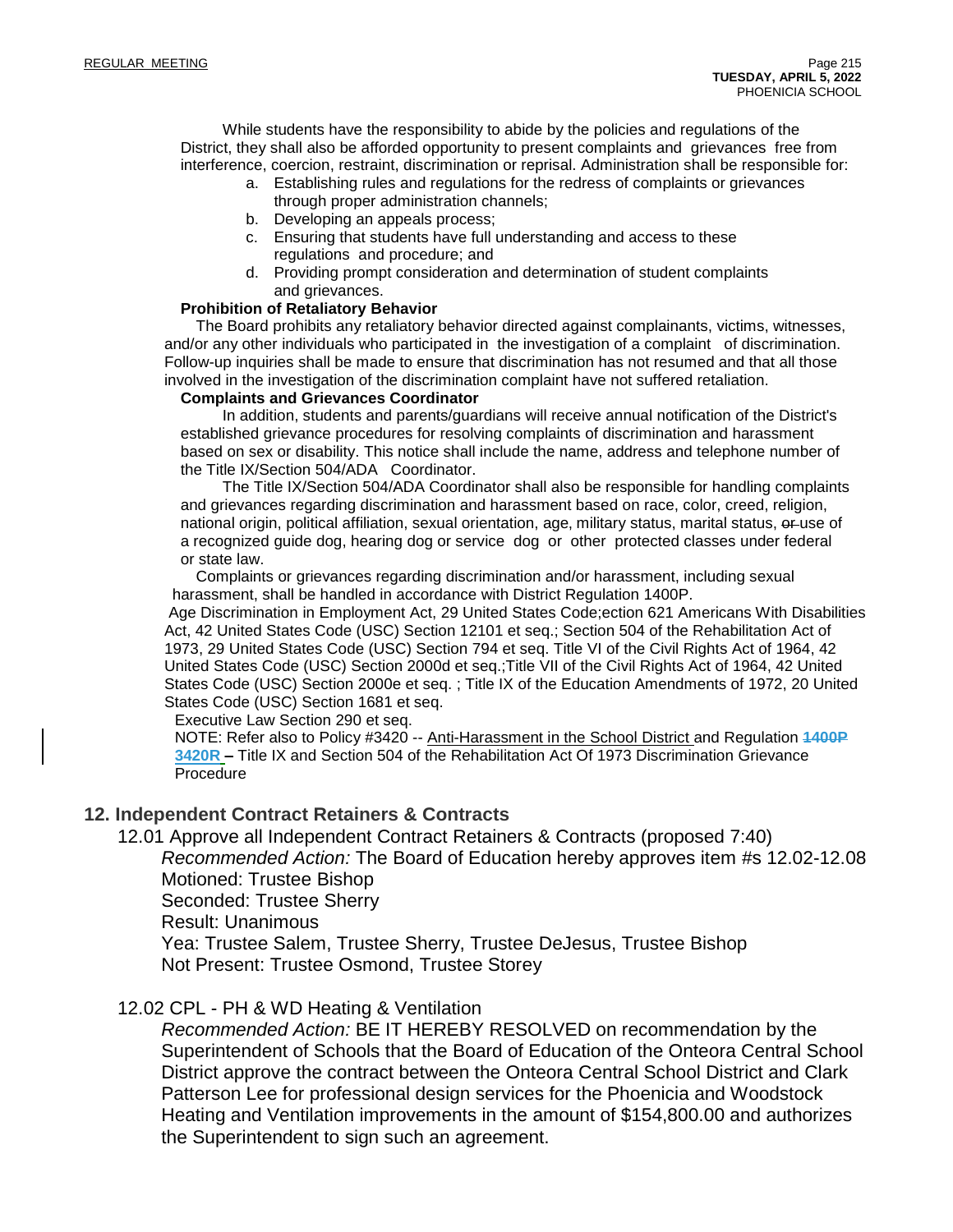While students have the responsibility to abide by the policies and regulations of the District, they shall also be afforded opportunity to present complaints and grievances free from interference, coercion, restraint, discrimination or reprisal. Administration shall be responsible for:

a. Establishing rules and regulations for the redress of complaints or grievances through proper administration channels;
b. Developing an appeals process;
c. Ensuring that students have full understanding and access to these regulations and procedure; and
d. Providing prompt consideration and determination of student complaints and grievances.

**Prohibition of Retaliatory Behavior**

The Board prohibits any retaliatory behavior directed against complainants, victims, witnesses, and/or any other individuals who participated in the investigation of a complaint of discrimination. Follow-up inquiries shall be made to ensure that discrimination has not resumed and that all those involved in the investigation of the discrimination complaint have not suffered retaliation.

**Complaints and Grievances Coordinator**

In addition, students and parents/guardians will receive annual notification of the District's established grievance procedures for resolving complaints of discrimination and harassment based on sex or disability. This notice shall include the name, address and telephone number of the Title IX/Section 504/ADA Coordinator.

The Title IX/Section 504/ADA Coordinator shall also be responsible for handling complaints and grievances regarding discrimination and harassment based on race, color, creed, religion, national origin, political affiliation, sexual orientation, age, military status, marital status, ~~or~~ use of a recognized guide dog, hearing dog or service dog or other protected classes under federal or state law.

Complaints or grievances regarding discrimination and/or harassment, including sexual harassment, shall be handled in accordance with District Regulation 1400P.

Age Discrimination in Employment Act, 29 United States Code;ection 621 Americans With Disabilities Act, 42 United States Code (USC) Section 12101 et seq.; Section 504 of the Rehabilitation Act of 1973, 29 United States Code (USC) Section 794 et seq. Title VI of the Civil Rights Act of 1964, 42 United States Code (USC) Section 2000d et seq.;Title VII of the Civil Rights Act of 1964, 42 United States Code (USC) Section 2000e et seq. ; Title IX of the Education Amendments of 1972, 20 United States Code (USC) Section 1681 et seq.

Executive Law Section 290 et seq.

NOTE: Refer also to Policy #3420 -- Anti-Harassment in the School District and Regulation ~~**1400P**~~ **3420R** – Title IX and Section 504 of the Rehabilitation Act Of 1973 Discrimination Grievance Procedure

## 12. Independent Contract Retainers & Contracts

12.01 Approve all Independent Contract Retainers & Contracts (proposed 7:40)

*Recommended Action:* The Board of Education hereby approves item #s 12.02-12.08
Motioned: Trustee Bishop
Seconded: Trustee Sherry
Result: Unanimous
Yea: Trustee Salem, Trustee Sherry, Trustee DeJesus, Trustee Bishop
Not Present: Trustee Osmond, Trustee Storey

12.02 CPL - PH & WD Heating & Ventilation

*Recommended Action:* BE IT HEREBY RESOLVED on recommendation by the Superintendent of Schools that the Board of Education of the Onteora Central School District approve the contract between the Onteora Central School District and Clark Patterson Lee for professional design services for the Phoenicia and Woodstock Heating and Ventilation improvements in the amount of $154,800.00 and authorizes the Superintendent to sign such an agreement.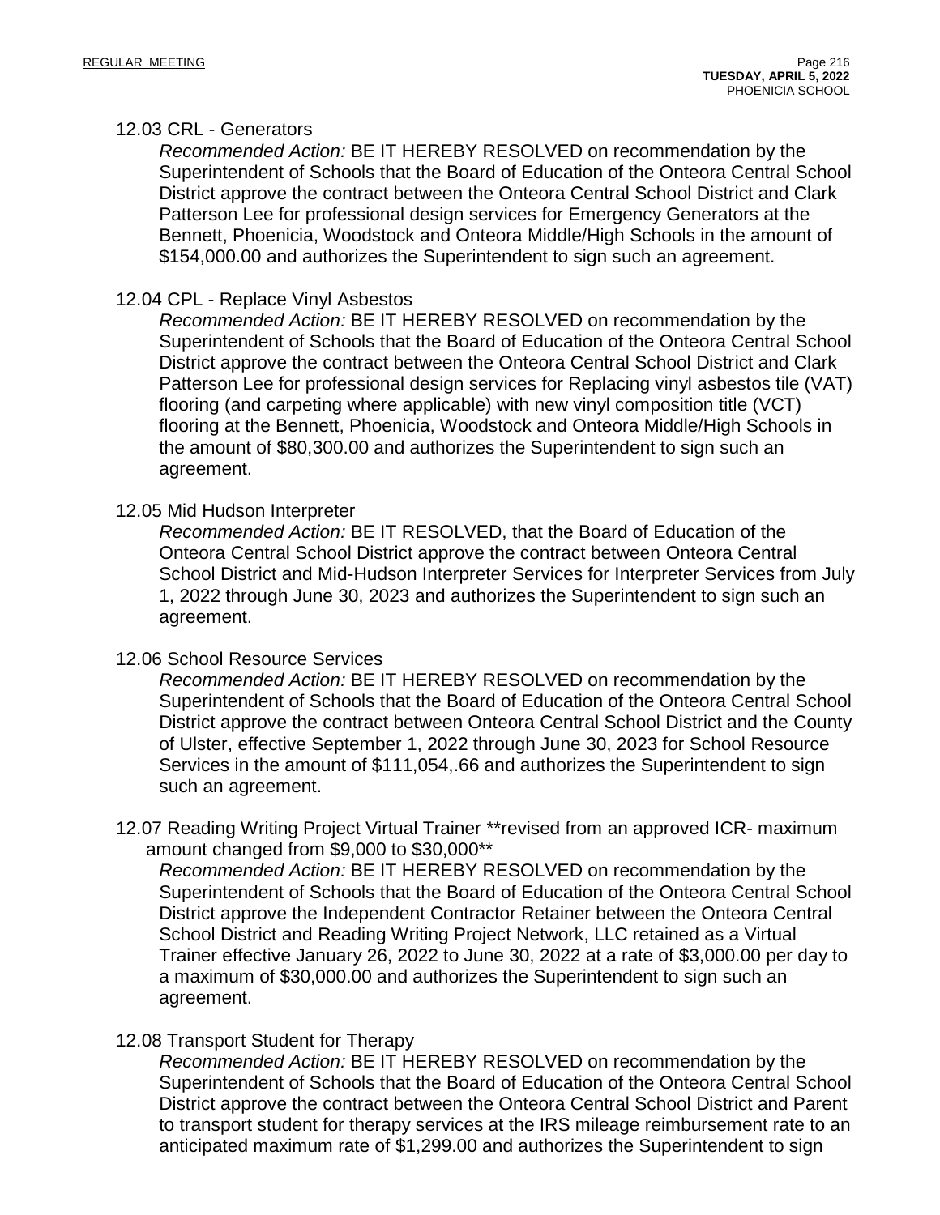12.03 CRL - Generators

*Recommended Action:* BE IT HEREBY RESOLVED on recommendation by the Superintendent of Schools that the Board of Education of the Onteora Central School District approve the contract between the Onteora Central School District and Clark Patterson Lee for professional design services for Emergency Generators at the Bennett, Phoenicia, Woodstock and Onteora Middle/High Schools in the amount of $154,000.00 and authorizes the Superintendent to sign such an agreement.

12.04 CPL - Replace Vinyl Asbestos

*Recommended Action:* BE IT HEREBY RESOLVED on recommendation by the Superintendent of Schools that the Board of Education of the Onteora Central School District approve the contract between the Onteora Central School District and Clark Patterson Lee for professional design services for Replacing vinyl asbestos tile (VAT) flooring (and carpeting where applicable) with new vinyl composition title (VCT) flooring at the Bennett, Phoenicia, Woodstock and Onteora Middle/High Schools in the amount of $80,300.00 and authorizes the Superintendent to sign such an agreement.

12.05 Mid Hudson Interpreter

*Recommended Action:* BE IT RESOLVED, that the Board of Education of the Onteora Central School District approve the contract between Onteora Central School District and Mid-Hudson Interpreter Services for Interpreter Services from July 1, 2022 through June 30, 2023 and authorizes the Superintendent to sign such an agreement.

12.06 School Resource Services

*Recommended Action:* BE IT HEREBY RESOLVED on recommendation by the Superintendent of Schools that the Board of Education of the Onteora Central School District approve the contract between Onteora Central School District and the County of Ulster, effective September 1, 2022 through June 30, 2023 for School Resource Services in the amount of $111,054,.66 and authorizes the Superintendent to sign such an agreement.

12.07 Reading Writing Project Virtual Trainer **revised from an approved ICR- maximum amount changed from $9,000 to $30,000**

*Recommended Action:* BE IT HEREBY RESOLVED on recommendation by the Superintendent of Schools that the Board of Education of the Onteora Central School District approve the Independent Contractor Retainer between the Onteora Central School District and Reading Writing Project Network, LLC retained as a Virtual Trainer effective January 26, 2022 to June 30, 2022 at a rate of $3,000.00 per day to a maximum of $30,000.00 and authorizes the Superintendent to sign such an agreement.

12.08 Transport Student for Therapy

*Recommended Action:* BE IT HEREBY RESOLVED on recommendation by the Superintendent of Schools that the Board of Education of the Onteora Central School District approve the contract between the Onteora Central School District and Parent to transport student for therapy services at the IRS mileage reimbursement rate to an anticipated maximum rate of $1,299.00 and authorizes the Superintendent to sign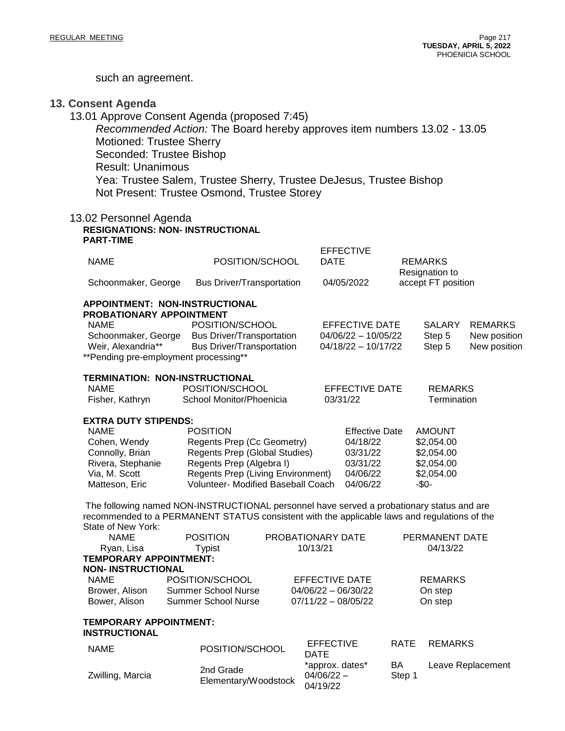such an agreement.

## 13. Consent Agenda

13.01 Approve Consent Agenda (proposed 7:45)

*Recommended Action:* The Board hereby approves item numbers 13.02 - 13.05
Motioned: Trustee Sherry
Seconded: Trustee Bishop
Result: Unanimous
Yea: Trustee Salem, Trustee Sherry, Trustee DeJesus, Trustee Bishop
Not Present: Trustee Osmond, Trustee Storey

13.02 Personnel Agenda

**RESIGNATIONS: NON- INSTRUCTIONAL**
**PART-TIME**

| NAME | POSITION/SCHOOL | EFFECTIVE DATE | REMARKS |
|---|---|---|---|
| Schoonmaker, George | Bus Driver/Transportation | 04/05/2022 | Resignation to accept FT position |

**APPOINTMENT: NON-INSTRUCTIONAL**
**PROBATIONARY APPOINTMENT**

| NAME | POSITION/SCHOOL | EFFECTIVE DATE | SALARY | REMARKS |
|---|---|---|---|---|
| Schoonmaker, George | Bus Driver/Transportation | 04/06/22 – 10/05/22 | Step 5 | New position |
| Weir, Alexandria** | Bus Driver/Transportation | 04/18/22 – 10/17/22 | Step 5 | New position |

**Pending pre-employment processing**

**TERMINATION: NON-INSTRUCTIONAL**

| NAME | POSITION/SCHOOL | EFFECTIVE DATE | REMARKS |
|---|---|---|---|
| Fisher, Kathryn | School Monitor/Phoenicia | 03/31/22 | Termination |

**EXTRA DUTY STIPENDS:**

| NAME | POSITION | Effective Date | AMOUNT |
|---|---|---|---|
| Cohen, Wendy | Regents Prep (Cc Geometry) | 04/18/22 | $2,054.00 |
| Connolly, Brian | Regents Prep (Global Studies) | 03/31/22 | $2,054.00 |
| Rivera, Stephanie | Regents Prep (Algebra I) | 03/31/22 | $2,054.00 |
| Via, M. Scott | Regents Prep (Living Environment) | 04/06/22 | $2,054.00 |
| Matteson, Eric | Volunteer- Modified Baseball Coach | 04/06/22 | -$0- |

The following named NON-INSTRUCTIONAL personnel have served a probationary status and are recommended to a PERMANENT STATUS consistent with the applicable laws and regulations of the State of New York:

| NAME | POSITION | PROBATIONARY DATE | PERMANENT DATE |
|---|---|---|---|
| Ryan, Lisa | Typist | 10/13/21 | 04/13/22 |

**TEMPORARY APPOINTMENT:**
**NON- INSTRUCTIONAL**

| NAME | POSITION/SCHOOL | EFFECTIVE DATE | REMARKS |
|---|---|---|---|
| Brower, Alison | Summer School Nurse | 04/06/22 – 06/30/22 | On step |
| Bower, Alison | Summer School Nurse | 07/11/22 – 08/05/22 | On step |

**TEMPORARY APPOINTMENT:**
**INSTRUCTIONAL**

| NAME | POSITION/SCHOOL | EFFECTIVE DATE | RATE | REMARKS |
|---|---|---|---|---|
| Zwilling, Marcia | 2nd Grade Elementary/Woodstock | *approx. dates* 04/06/22 – 04/19/22 | BA Step 1 | Leave Replacement |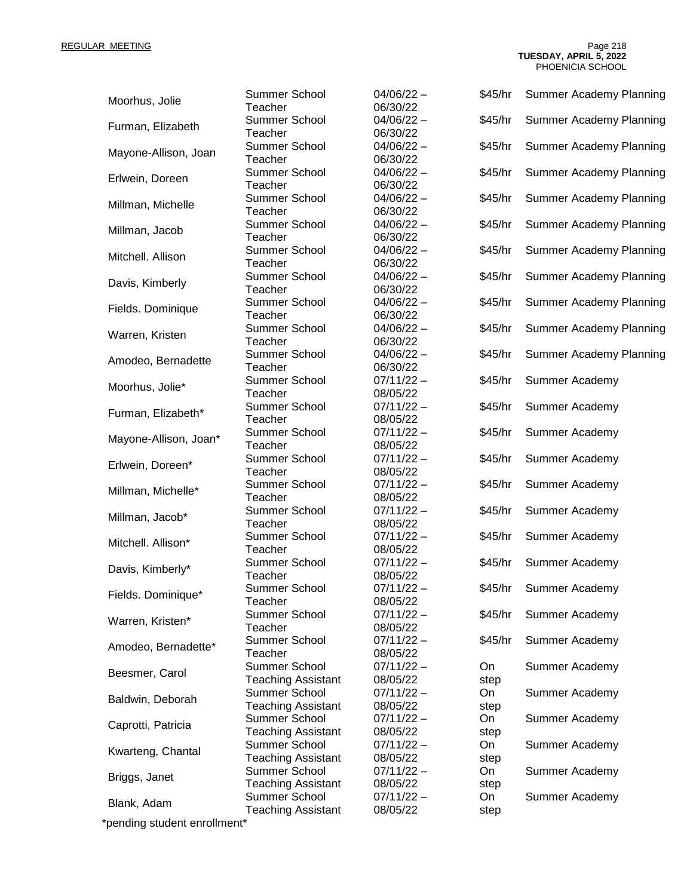| | | | | |
|---|---|---|---|---|
| Moorhus, Jolie | Summer School Teacher | 04/06/22 – 06/30/22 | $45/hr | Summer Academy Planning |
| Furman, Elizabeth | Summer School Teacher | 04/06/22 – 06/30/22 | $45/hr | Summer Academy Planning |
| Mayone-Allison, Joan | Summer School Teacher | 04/06/22 – 06/30/22 | $45/hr | Summer Academy Planning |
| Erlwein, Doreen | Summer School Teacher | 04/06/22 – 06/30/22 | $45/hr | Summer Academy Planning |
| Millman, Michelle | Summer School Teacher | 04/06/22 – 06/30/22 | $45/hr | Summer Academy Planning |
| Millman, Jacob | Summer School Teacher | 04/06/22 – 06/30/22 | $45/hr | Summer Academy Planning |
| Mitchell. Allison | Summer School Teacher | 04/06/22 – 06/30/22 | $45/hr | Summer Academy Planning |
| Davis, Kimberly | Summer School Teacher | 04/06/22 – 06/30/22 | $45/hr | Summer Academy Planning |
| Fields. Dominique | Summer School Teacher | 04/06/22 – 06/30/22 | $45/hr | Summer Academy Planning |
| Warren, Kristen | Summer School Teacher | 04/06/22 – 06/30/22 | $45/hr | Summer Academy Planning |
| Amodeo, Bernadette | Summer School Teacher | 04/06/22 – 06/30/22 | $45/hr | Summer Academy Planning |
| Moorhus, Jolie* | Summer School Teacher | 07/11/22 – 08/05/22 | $45/hr | Summer Academy |
| Furman, Elizabeth* | Summer School Teacher | 07/11/22 – 08/05/22 | $45/hr | Summer Academy |
| Mayone-Allison, Joan* | Summer School Teacher | 07/11/22 – 08/05/22 | $45/hr | Summer Academy |
| Erlwein, Doreen* | Summer School Teacher | 07/11/22 – 08/05/22 | $45/hr | Summer Academy |
| Millman, Michelle* | Summer School Teacher | 07/11/22 – 08/05/22 | $45/hr | Summer Academy |
| Millman, Jacob* | Summer School Teacher | 07/11/22 – 08/05/22 | $45/hr | Summer Academy |
| Mitchell. Allison* | Summer School Teacher | 07/11/22 – 08/05/22 | $45/hr | Summer Academy |
| Davis, Kimberly* | Summer School Teacher | 07/11/22 – 08/05/22 | $45/hr | Summer Academy |
| Fields. Dominique* | Summer School Teacher | 07/11/22 – 08/05/22 | $45/hr | Summer Academy |
| Warren, Kristen* | Summer School Teacher | 07/11/22 – 08/05/22 | $45/hr | Summer Academy |
| Amodeo, Bernadette* | Summer School Teacher | 07/11/22 – 08/05/22 | $45/hr | Summer Academy |
| Beesmer, Carol | Summer School Teaching Assistant | 07/11/22 – 08/05/22 | On step | Summer Academy |
| Baldwin, Deborah | Summer School Teaching Assistant | 07/11/22 – 08/05/22 | On step | Summer Academy |
| Caprotti, Patricia | Summer School Teaching Assistant | 07/11/22 – 08/05/22 | On step | Summer Academy |
| Kwarteng, Chantal | Summer School Teaching Assistant | 07/11/22 – 08/05/22 | On step | Summer Academy |
| Briggs, Janet | Summer School Teaching Assistant | 07/11/22 – 08/05/22 | On step | Summer Academy |
| Blank, Adam | Summer School Teaching Assistant | 07/11/22 – 08/05/22 | On step | Summer Academy |

*pending student enrollment*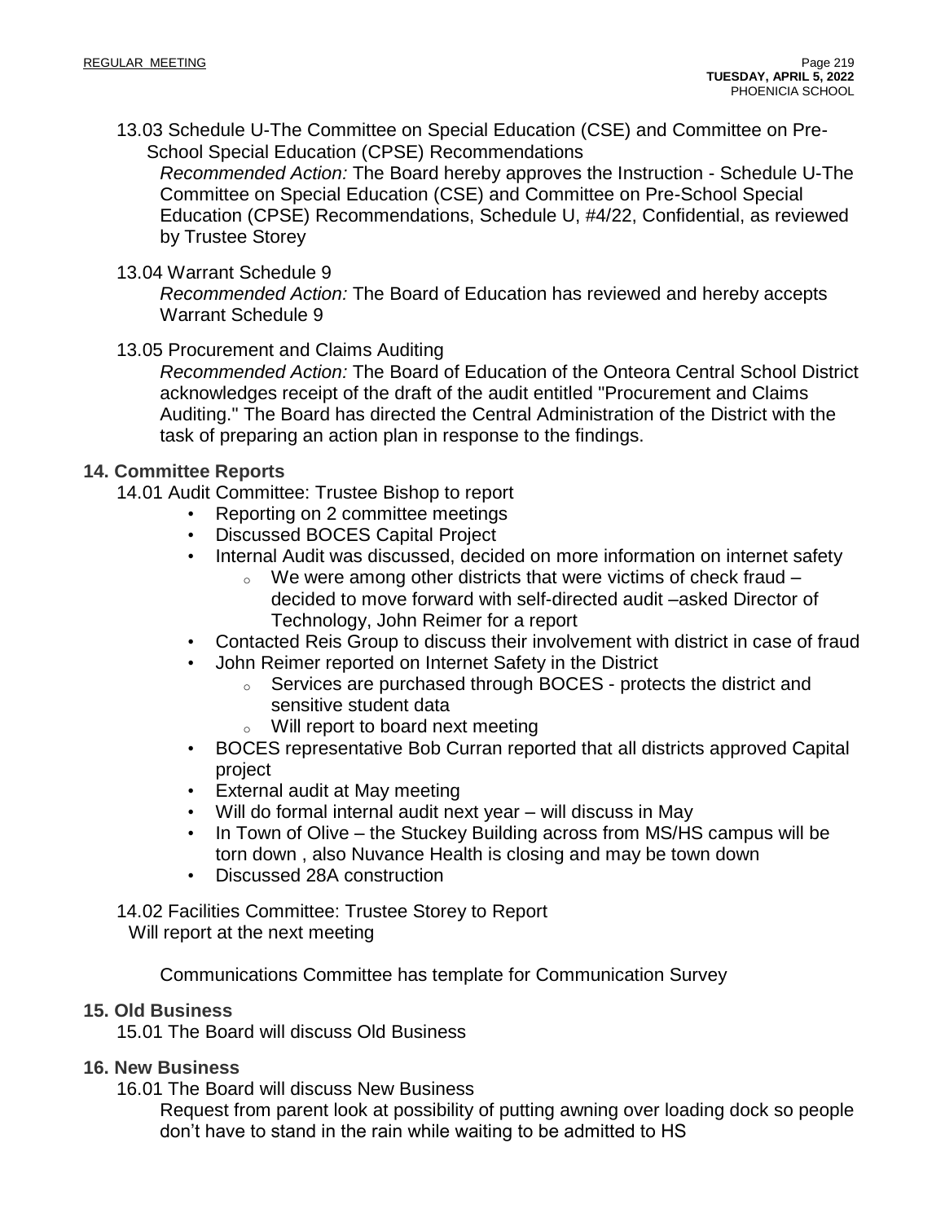13.03 Schedule U-The Committee on Special Education (CSE) and Committee on Pre-School Special Education (CPSE) Recommendations

*Recommended Action:* The Board hereby approves the Instruction - Schedule U-The Committee on Special Education (CSE) and Committee on Pre-School Special Education (CPSE) Recommendations, Schedule U, #4/22, Confidential, as reviewed by Trustee Storey

13.04 Warrant Schedule 9

*Recommended Action:* The Board of Education has reviewed and hereby accepts Warrant Schedule 9

13.05 Procurement and Claims Auditing

*Recommended Action:* The Board of Education of the Onteora Central School District acknowledges receipt of the draft of the audit entitled "Procurement and Claims Auditing." The Board has directed the Central Administration of the District with the task of preparing an action plan in response to the findings.

## 14. Committee Reports

14.01 Audit Committee: Trustee Bishop to report

- Reporting on 2 committee meetings
- Discussed BOCES Capital Project
- Internal Audit was discussed, decided on more information on internet safety
  - We were among other districts that were victims of check fraud – decided to move forward with self-directed audit –asked Director of Technology, John Reimer for a report
- Contacted Reis Group to discuss their involvement with district in case of fraud
- John Reimer reported on Internet Safety in the District
  - Services are purchased through BOCES - protects the district and sensitive student data
  - Will report to board next meeting
- BOCES representative Bob Curran reported that all districts approved Capital project
- External audit at May meeting
- Will do formal internal audit next year – will discuss in May
- In Town of Olive – the Stuckey Building across from MS/HS campus will be torn down , also Nuvance Health is closing and may be town down
- Discussed 28A construction

14.02 Facilities Committee: Trustee Storey to Report

Will report at the next meeting

Communications Committee has template for Communication Survey

## 15. Old Business

15.01 The Board will discuss Old Business

## 16. New Business

16.01 The Board will discuss New Business

Request from parent look at possibility of putting awning over loading dock so people don't have to stand in the rain while waiting to be admitted to HS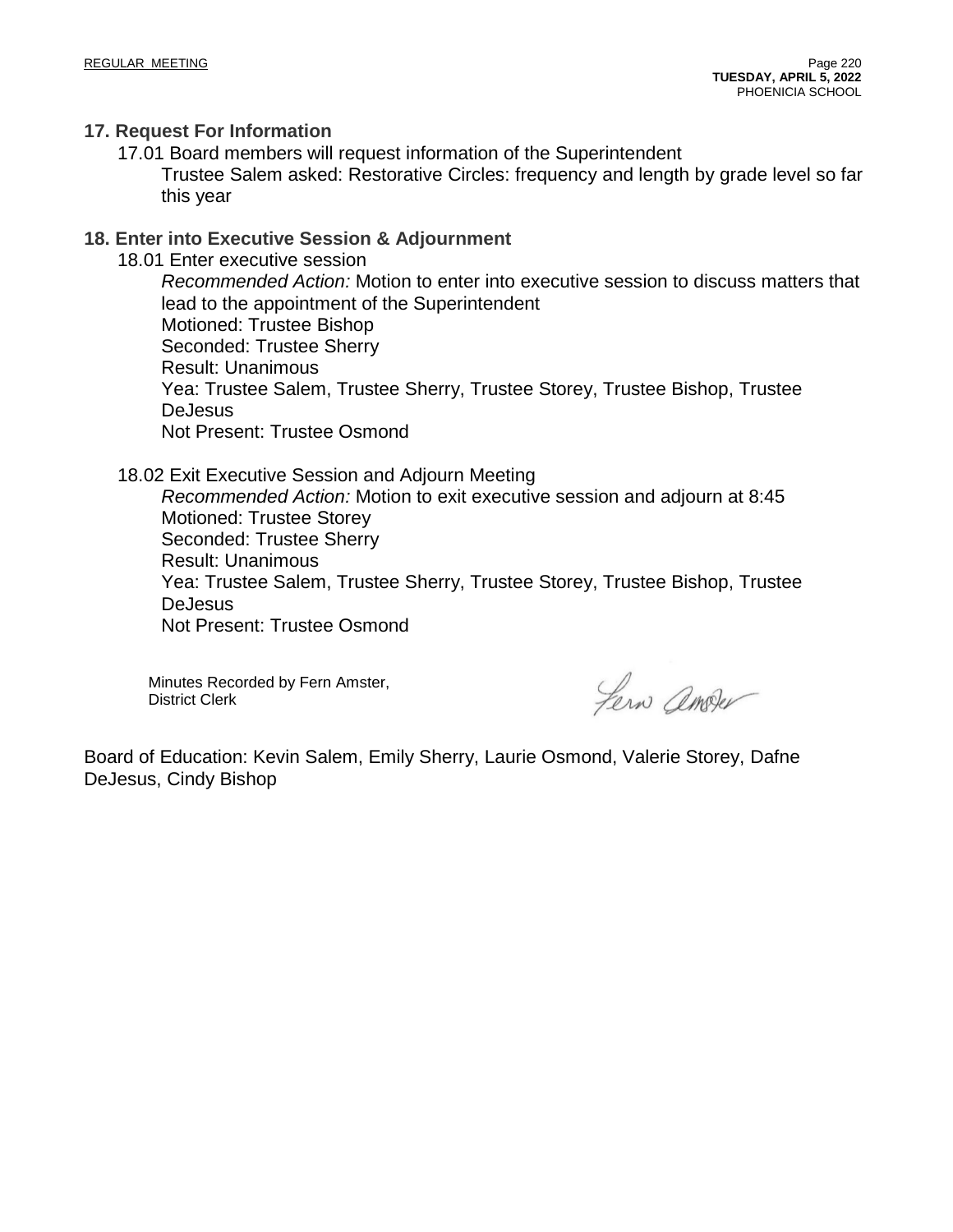## 17. Request For Information

17.01 Board members will request information of the Superintendent

Trustee Salem asked: Restorative Circles: frequency and length by grade level so far this year

## 18. Enter into Executive Session & Adjournment

18.01 Enter executive session

*Recommended Action:* Motion to enter into executive session to discuss matters that lead to the appointment of the Superintendent
Motioned: Trustee Bishop
Seconded: Trustee Sherry
Result: Unanimous
Yea: Trustee Salem, Trustee Sherry, Trustee Storey, Trustee Bishop, Trustee DeJesus
Not Present: Trustee Osmond

18.02 Exit Executive Session and Adjourn Meeting

*Recommended Action:* Motion to exit executive session and adjourn at 8:45
Motioned: Trustee Storey
Seconded: Trustee Sherry
Result: Unanimous
Yea: Trustee Salem, Trustee Sherry, Trustee Storey, Trustee Bishop, Trustee DeJesus
Not Present: Trustee Osmond

Minutes Recorded by Fern Amster,
District Clerk

Fern Amster

Board of Education: Kevin Salem, Emily Sherry, Laurie Osmond, Valerie Storey, Dafne DeJesus, Cindy Bishop